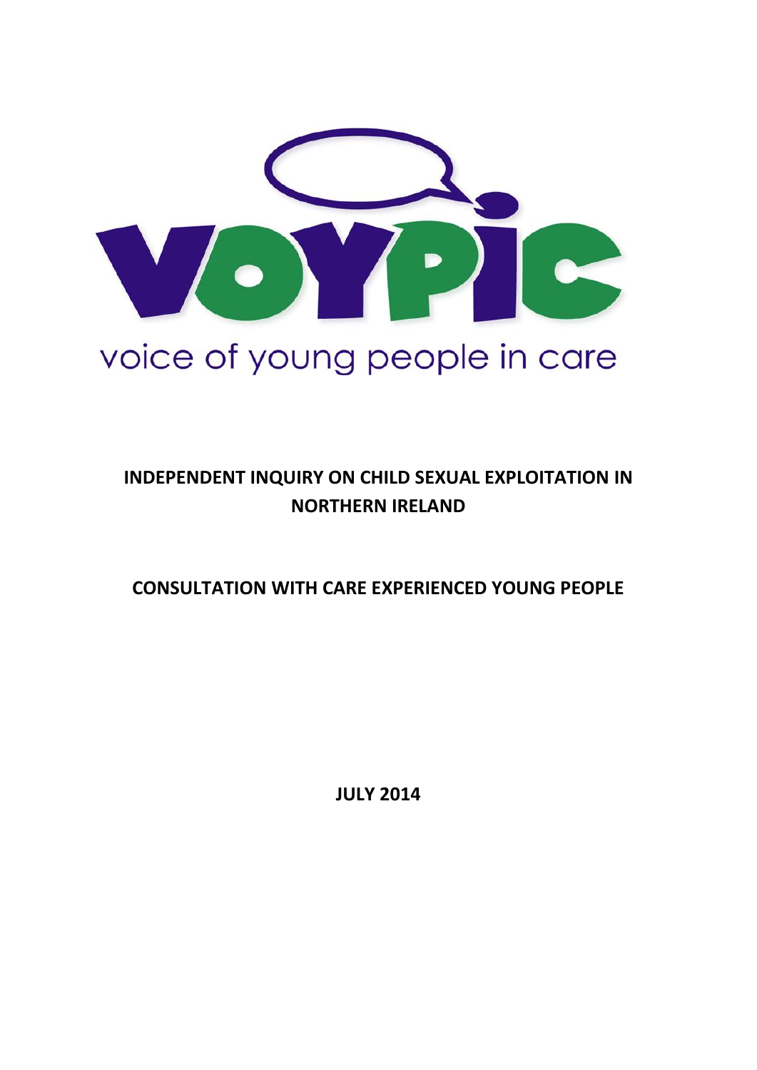VOYPIC

voice of young people in care

# INDEPENDENT INQUIRY ON CHILD SEXUAL EXPLOITATION IN NORTHERN IRELAND

## CONSULTATION WITH CARE EXPERIENCED YOUNG PEOPLE

**JULY 2014**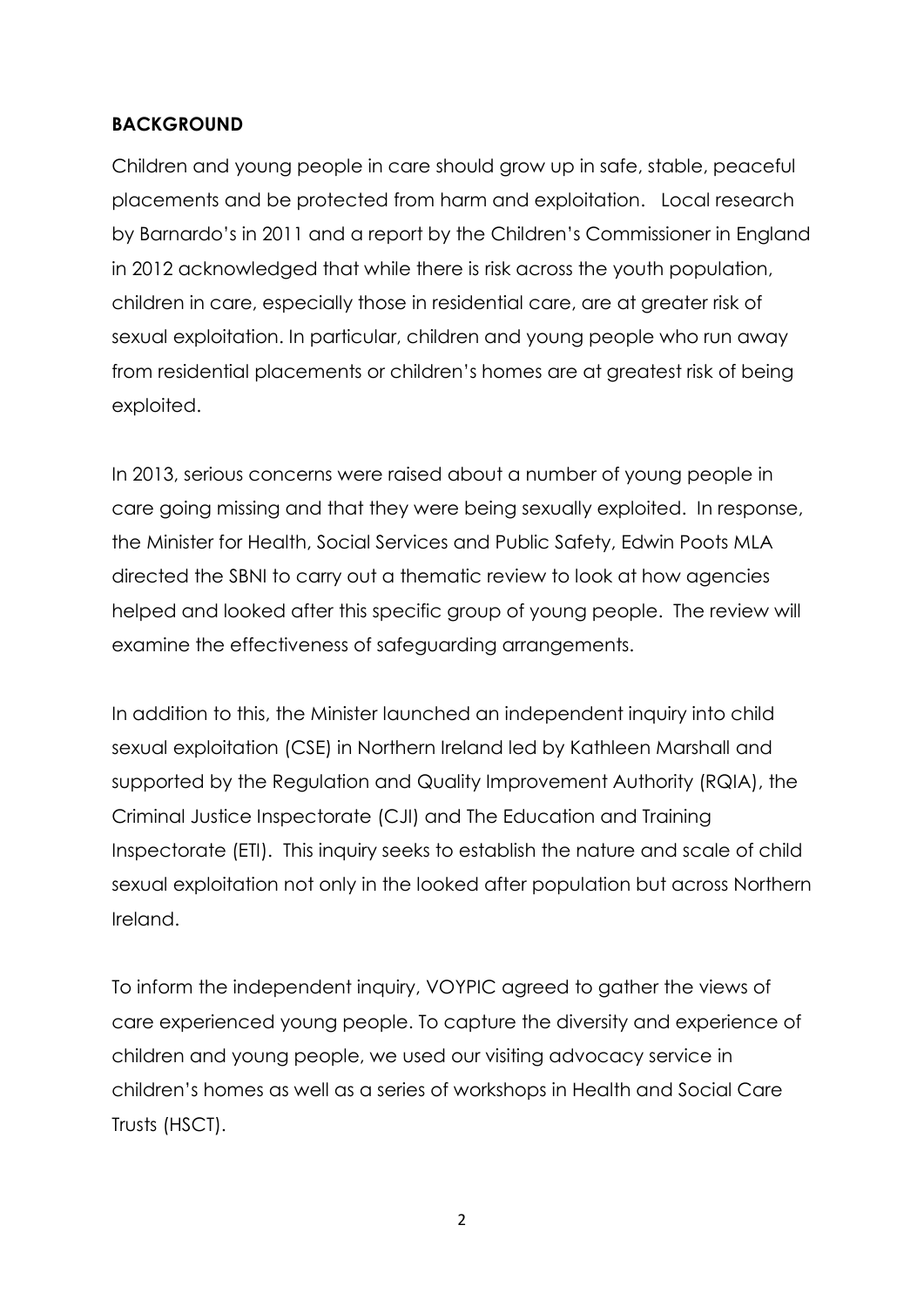## BACKGROUND

Children and young people in care should grow up in safe, stable, peaceful placements and be protected from harm and exploitation. Local research by Barnardo's in 2011 and a report by the Children's Commissioner in England in 2012 acknowledged that while there is risk across the youth population, children in care, especially those in residential care, are at greater risk of sexual exploitation. In particular, children and young people who run away from residential placements or children's homes are at greatest risk of being exploited.

In 2013, serious concerns were raised about a number of young people in care going missing and that they were being sexually exploited. In response, the Minister for Health, Social Services and Public Safety, Edwin Poots MLA directed the SBNI to carry out a thematic review to look at how agencies helped and looked after this specific group of young people. The review will examine the effectiveness of safeguarding arrangements.

In addition to this, the Minister launched an independent inquiry into child sexual exploitation (CSE) in Northern Ireland led by Kathleen Marshall and supported by the Regulation and Quality Improvement Authority (RQIA), the Criminal Justice Inspectorate (CJI) and The Education and Training Inspectorate (ETI). This inquiry seeks to establish the nature and scale of child sexual exploitation not only in the looked after population but across Northern Ireland.

To inform the independent inquiry, VOYPIC agreed to gather the views of care experienced young people. To capture the diversity and experience of children and young people, we used our visiting advocacy service in children's homes as well as a series of workshops in Health and Social Care Trusts (HSCT).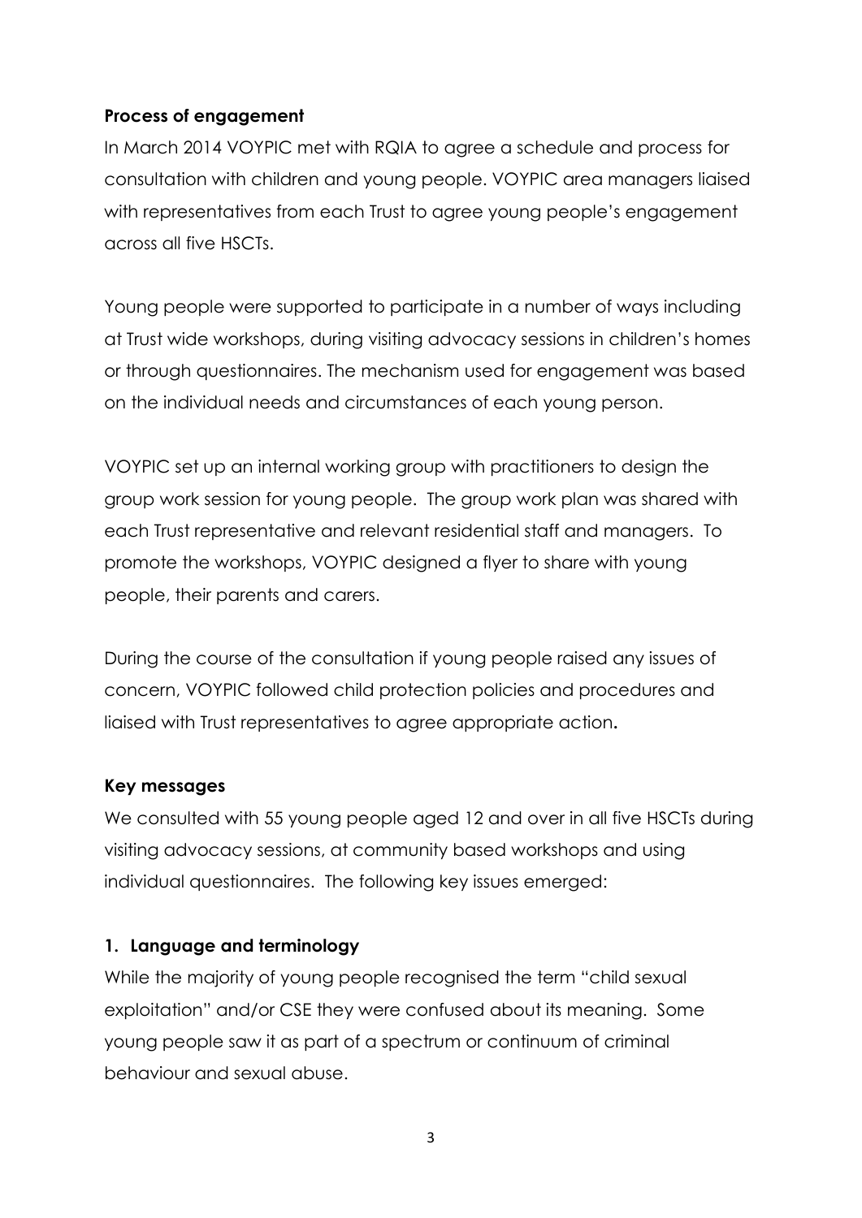**Process of engagement**

In March 2014 VOYPIC met with RQIA to agree a schedule and process for consultation with children and young people. VOYPIC area managers liaised with representatives from each Trust to agree young people's engagement across all five HSCTs.

Young people were supported to participate in a number of ways including at Trust wide workshops, during visiting advocacy sessions in children's homes or through questionnaires. The mechanism used for engagement was based on the individual needs and circumstances of each young person.

VOYPIC set up an internal working group with practitioners to design the group work session for young people. The group work plan was shared with each Trust representative and relevant residential staff and managers. To promote the workshops, VOYPIC designed a flyer to share with young people, their parents and carers.

During the course of the consultation if young people raised any issues of concern, VOYPIC followed child protection policies and procedures and liaised with Trust representatives to agree appropriate action.

**Key messages**

We consulted with 55 young people aged 12 and over in all five HSCTs during visiting advocacy sessions, at community based workshops and using individual questionnaires. The following key issues emerged:

**1. Language and terminology**

While the majority of young people recognised the term "child sexual exploitation" and/or CSE they were confused about its meaning. Some young people saw it as part of a spectrum or continuum of criminal behaviour and sexual abuse.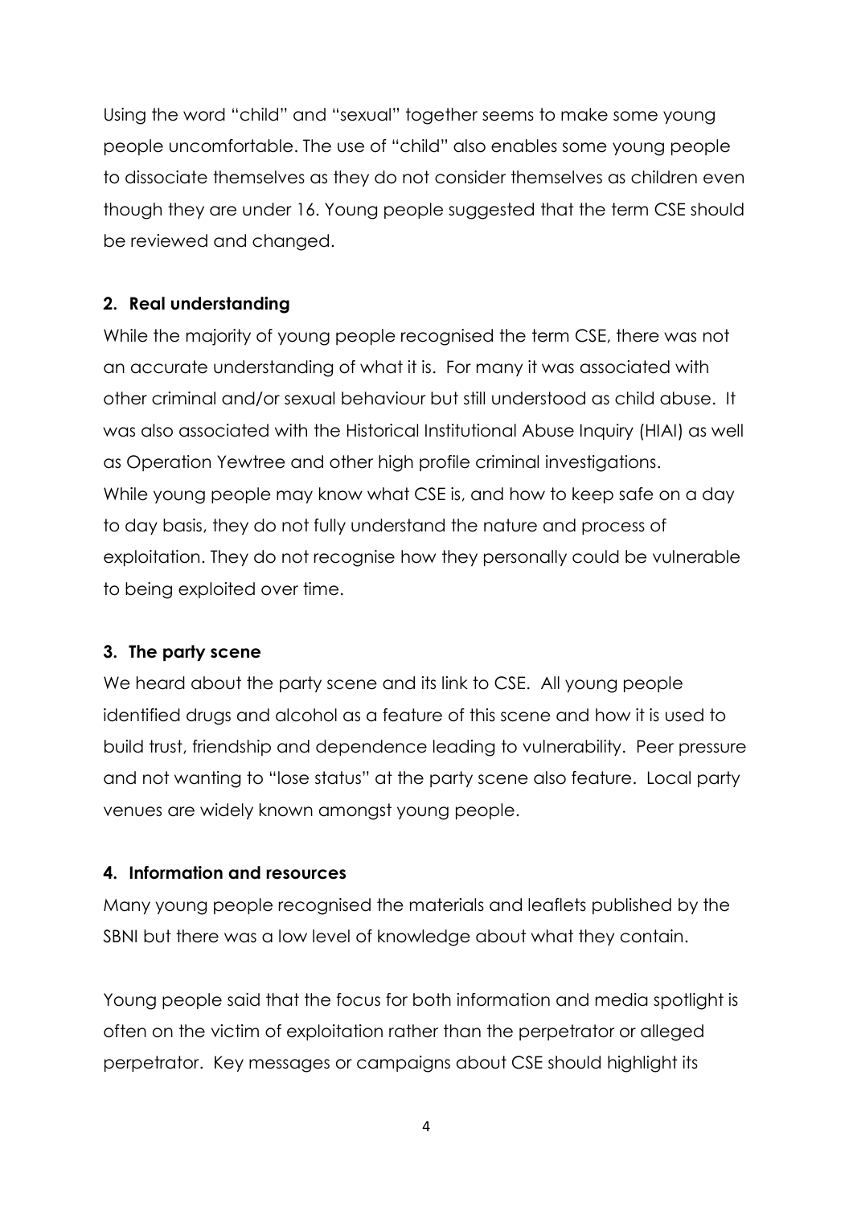Using the word "child" and "sexual" together seems to make some young people uncomfortable. The use of "child" also enables some young people to dissociate themselves as they do not consider themselves as children even though they are under 16. Young people suggested that the term CSE should be reviewed and changed.

**2. Real understanding**

While the majority of young people recognised the term CSE, there was not an accurate understanding of what it is. For many it was associated with other criminal and/or sexual behaviour but still understood as child abuse. It was also associated with the Historical Institutional Abuse Inquiry (HIAI) as well as Operation Yewtree and other high profile criminal investigations.
While young people may know what CSE is, and how to keep safe on a day to day basis, they do not fully understand the nature and process of exploitation. They do not recognise how they personally could be vulnerable to being exploited over time.

**3. The party scene**

We heard about the party scene and its link to CSE. All young people identified drugs and alcohol as a feature of this scene and how it is used to build trust, friendship and dependence leading to vulnerability. Peer pressure and not wanting to "lose status" at the party scene also feature. Local party venues are widely known amongst young people.

**4. Information and resources**

Many young people recognised the materials and leaflets published by the SBNI but there was a low level of knowledge about what they contain.

Young people said that the focus for both information and media spotlight is often on the victim of exploitation rather than the perpetrator or alleged perpetrator. Key messages or campaigns about CSE should highlight its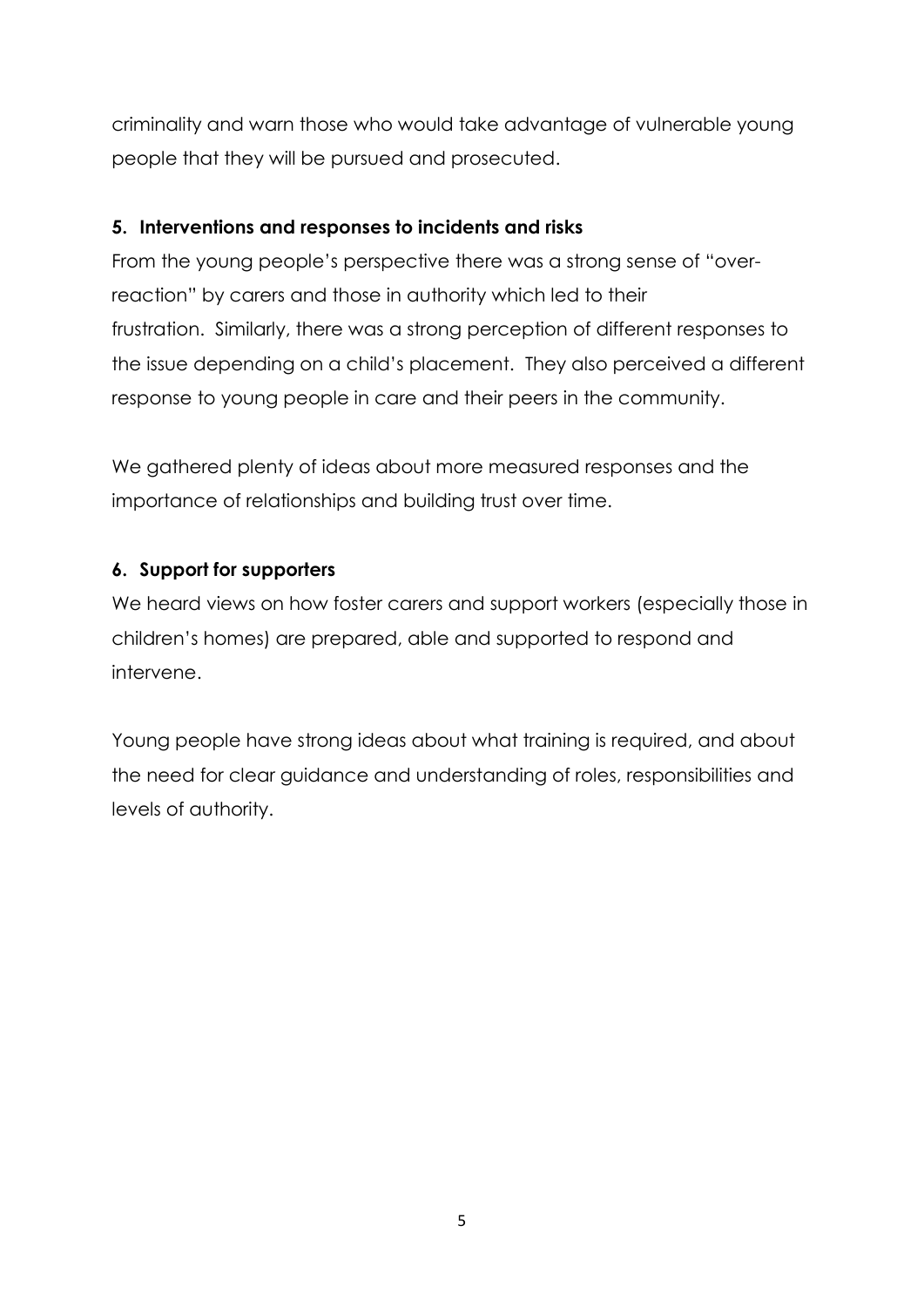criminality and warn those who would take advantage of vulnerable young people that they will be pursued and prosecuted.

**5. Interventions and responses to incidents and risks**

From the young people's perspective there was a strong sense of "over-reaction" by carers and those in authority which led to their frustration. Similarly, there was a strong perception of different responses to the issue depending on a child's placement. They also perceived a different response to young people in care and their peers in the community.

We gathered plenty of ideas about more measured responses and the importance of relationships and building trust over time.

**6. Support for supporters**

We heard views on how foster carers and support workers (especially those in children's homes) are prepared, able and supported to respond and intervene.

Young people have strong ideas about what training is required, and about the need for clear guidance and understanding of roles, responsibilities and levels of authority.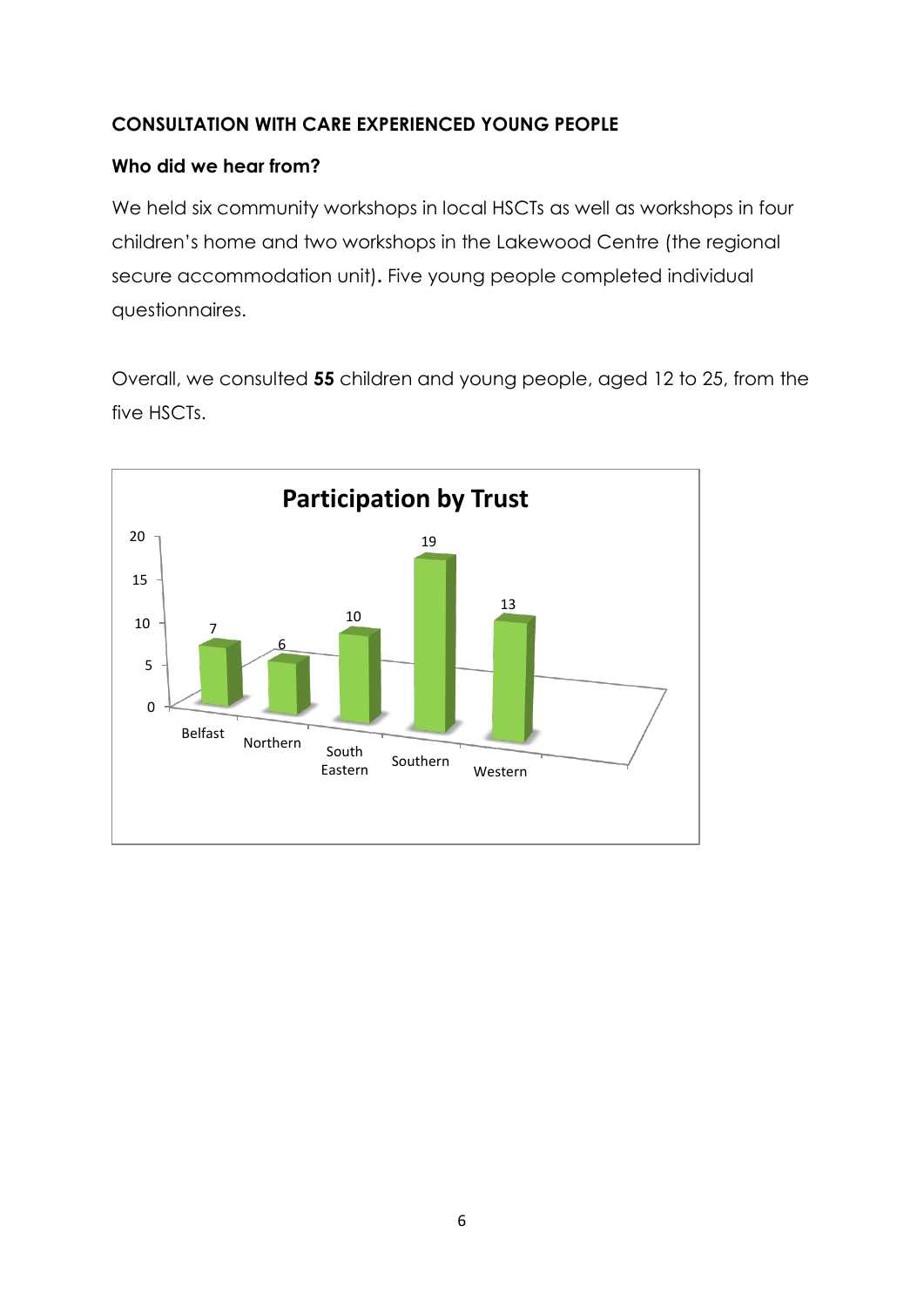**CONSULTATION WITH CARE EXPERIENCED YOUNG PEOPLE**

**Who did we hear from?**

We held six community workshops in local HSCTs as well as workshops in four children's home and two workshops in the Lakewood Centre (the regional secure accommodation unit). Five young people completed individual questionnaires.

Overall, we consulted **55** children and young people, aged 12 to 25, from the five HSCTs.

**Participation by Trust**

| Trust | Participants |
|---|---|
| Belfast | 7 |
| Northern | 6 |
| South Eastern | 10 |
| Southern | 19 |
| Western | 13 |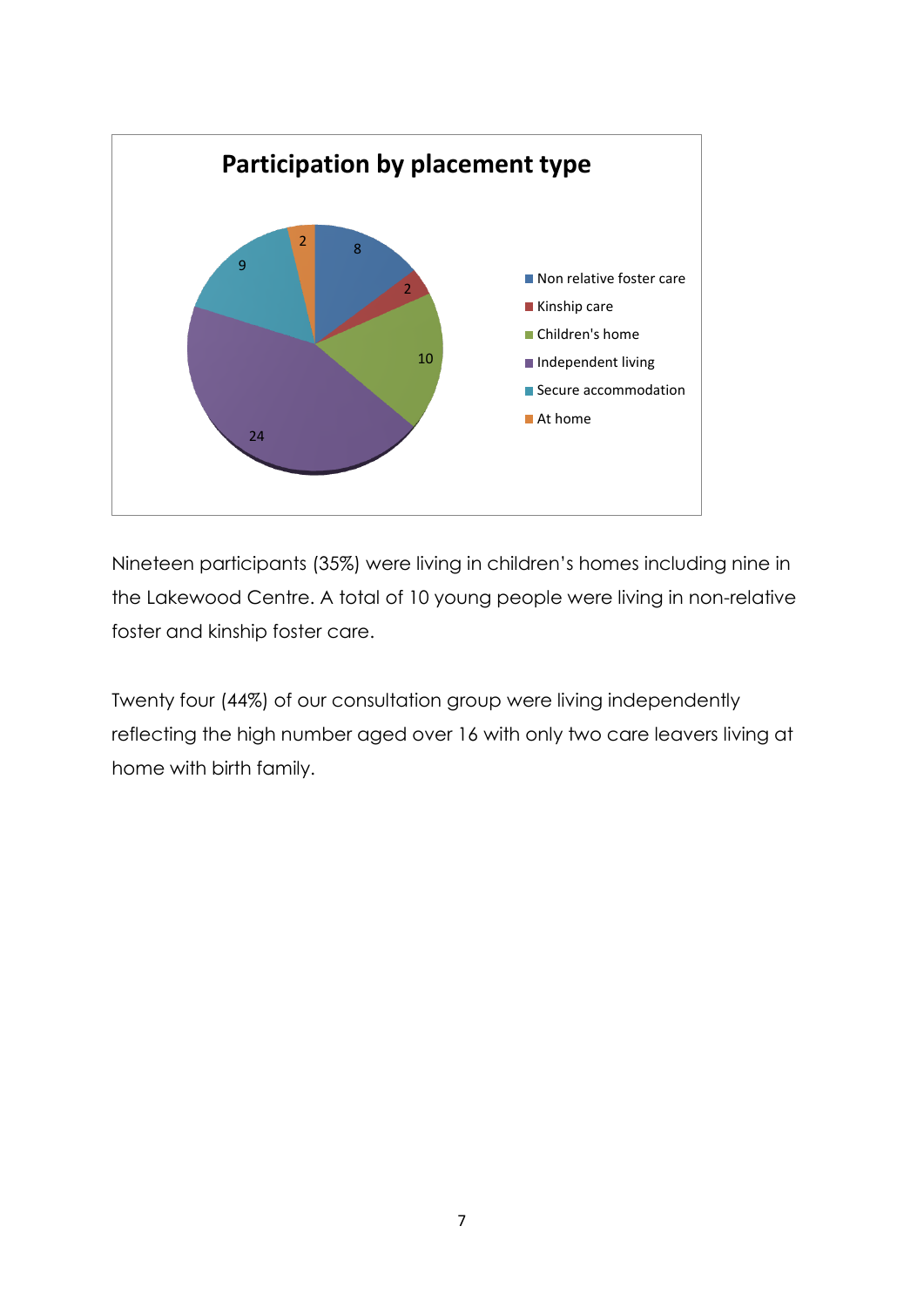**Participation by placement type**

| Placement type | Number |
| --- | --- |
| Non relative foster care | 8 |
| Kinship care | 2 |
| Children's home | 10 |
| Independent living | 24 |
| Secure accommodation | 9 |
| At home | 2 |

Nineteen participants (35%) were living in children's homes including nine in the Lakewood Centre. A total of 10 young people were living in non-relative foster and kinship foster care.

Twenty four (44%) of our consultation group were living independently reflecting the high number aged over 16 with only two care leavers living at home with birth family.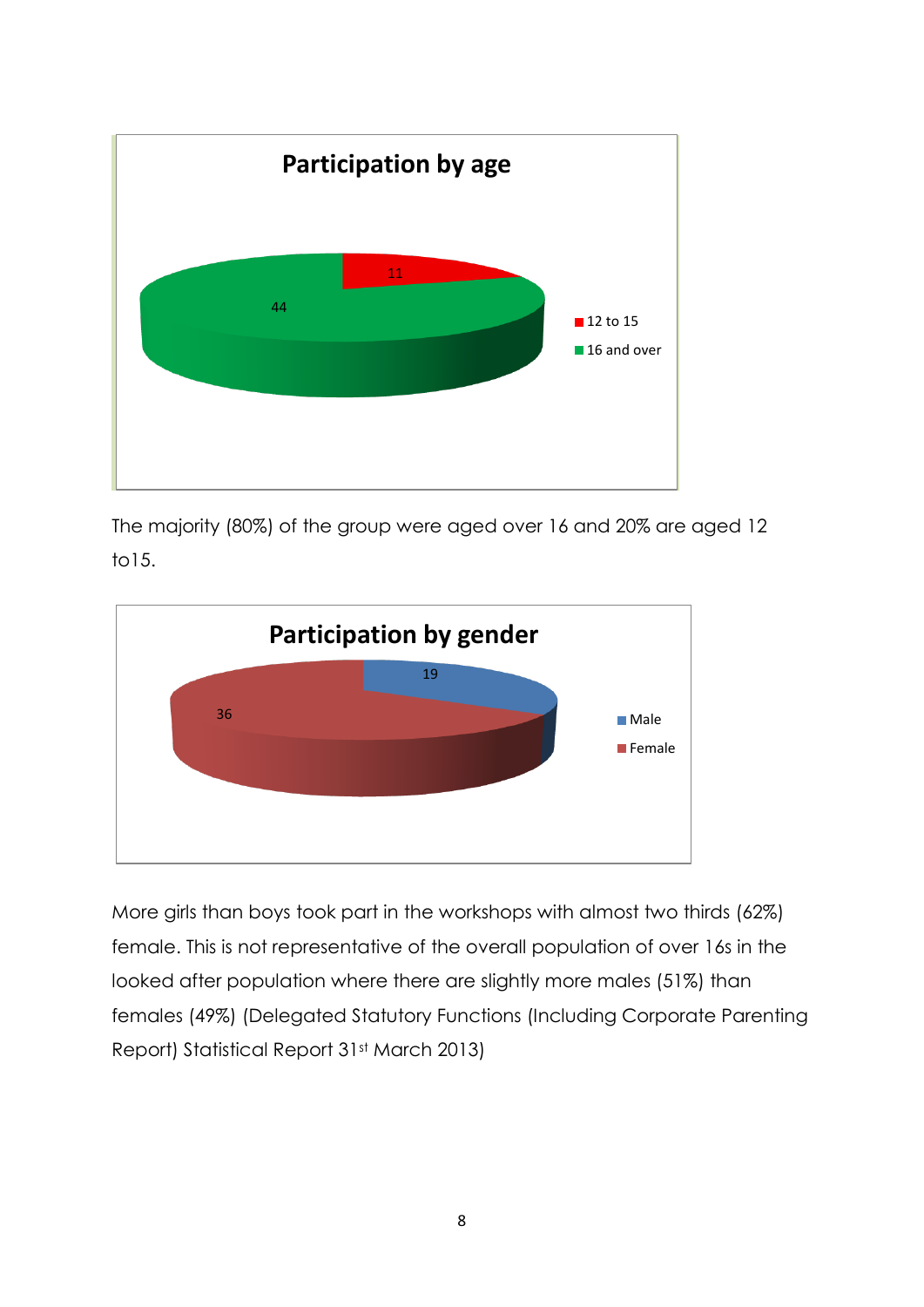**Participation by age**

- 12 to 15: 11
- 16 and over: 44

The majority (80%) of the group were aged over 16 and 20% are aged 12 to15.

**Participation by gender**

- Male: 19
- Female: 36

More girls than boys took part in the workshops with almost two thirds (62%) female. This is not representative of the overall population of over 16s in the looked after population where there are slightly more males (51%) than females (49%) (Delegated Statutory Functions (Including Corporate Parenting Report) Statistical Report 31st March 2013)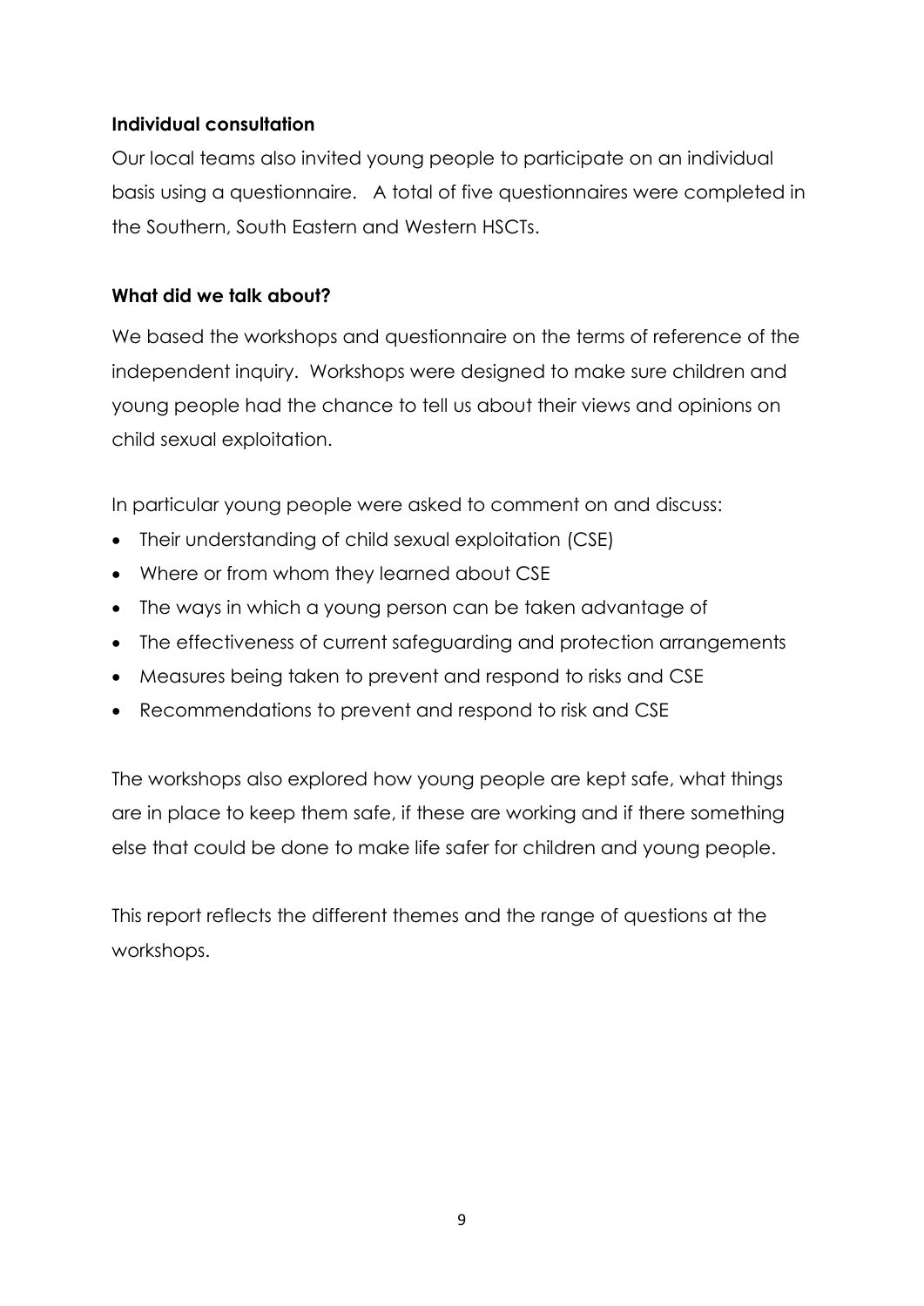**Individual consultation**

Our local teams also invited young people to participate on an individual basis using a questionnaire. A total of five questionnaires were completed in the Southern, South Eastern and Western HSCTs.

**What did we talk about?**

We based the workshops and questionnaire on the terms of reference of the independent inquiry. Workshops were designed to make sure children and young people had the chance to tell us about their views and opinions on child sexual exploitation.

In particular young people were asked to comment on and discuss:

- Their understanding of child sexual exploitation (CSE)
- Where or from whom they learned about CSE
- The ways in which a young person can be taken advantage of
- The effectiveness of current safeguarding and protection arrangements
- Measures being taken to prevent and respond to risks and CSE
- Recommendations to prevent and respond to risk and CSE

The workshops also explored how young people are kept safe, what things are in place to keep them safe, if these are working and if there something else that could be done to make life safer for children and young people.

This report reflects the different themes and the range of questions at the workshops.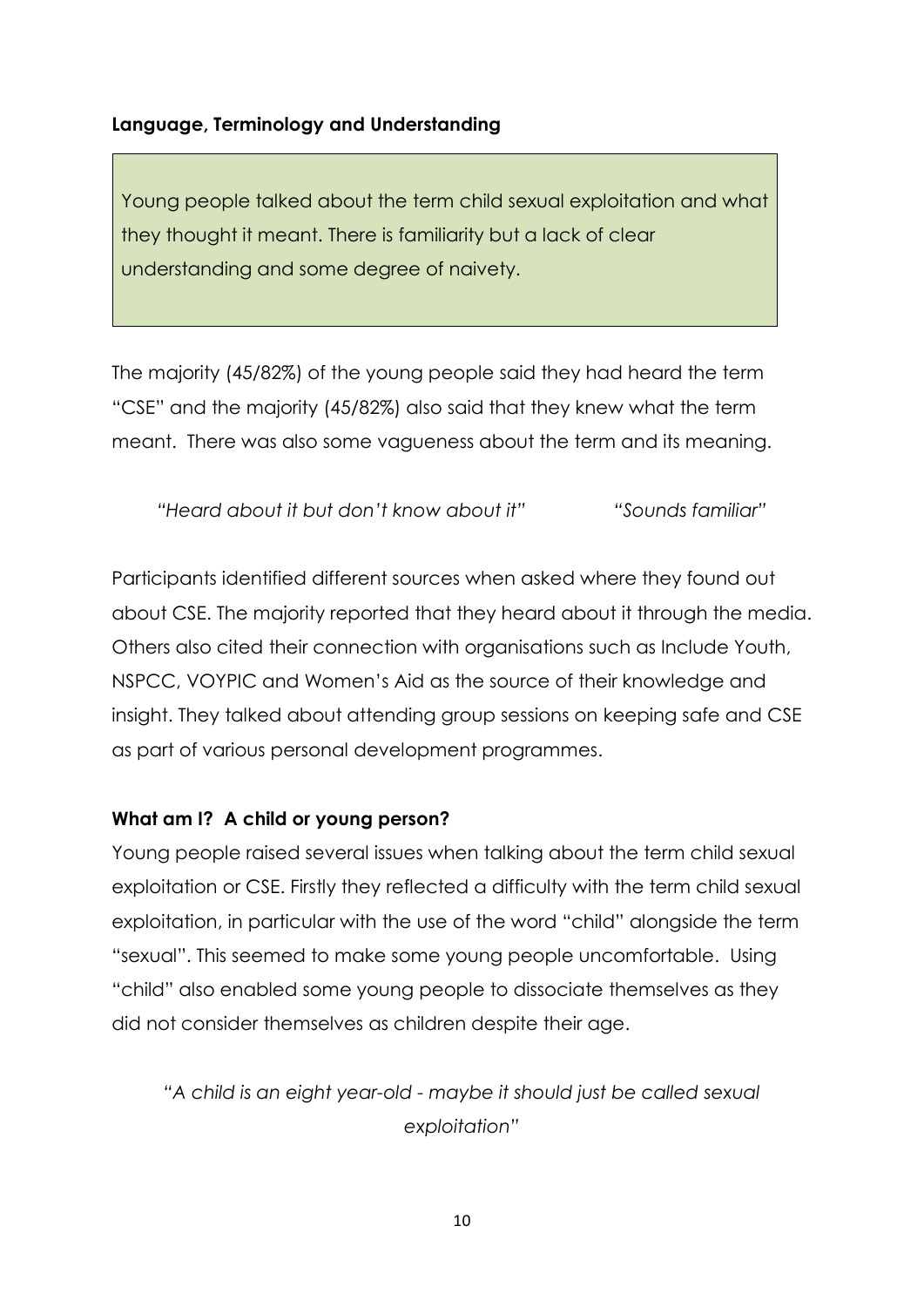**Language, Terminology and Understanding**

> Young people talked about the term child sexual exploitation and what they thought it meant. There is familiarity but a lack of clear understanding and some degree of naivety.

The majority (45/82%) of the young people said they had heard the term "CSE" and the majority (45/82%) also said that they knew what the term meant. There was also some vagueness about the term and its meaning.

*"Heard about it but don't know about it"* *"Sounds familiar"*

Participants identified different sources when asked where they found out about CSE. The majority reported that they heard about it through the media. Others also cited their connection with organisations such as Include Youth, NSPCC, VOYPIC and Women's Aid as the source of their knowledge and insight. They talked about attending group sessions on keeping safe and CSE as part of various personal development programmes.

**What am I? A child or young person?**

Young people raised several issues when talking about the term child sexual exploitation or CSE. Firstly they reflected a difficulty with the term child sexual exploitation, in particular with the use of the word "child" alongside the term "sexual". This seemed to make some young people uncomfortable. Using "child" also enabled some young people to dissociate themselves as they did not consider themselves as children despite their age.

*"A child is an eight year-old - maybe it should just be called sexual exploitation"*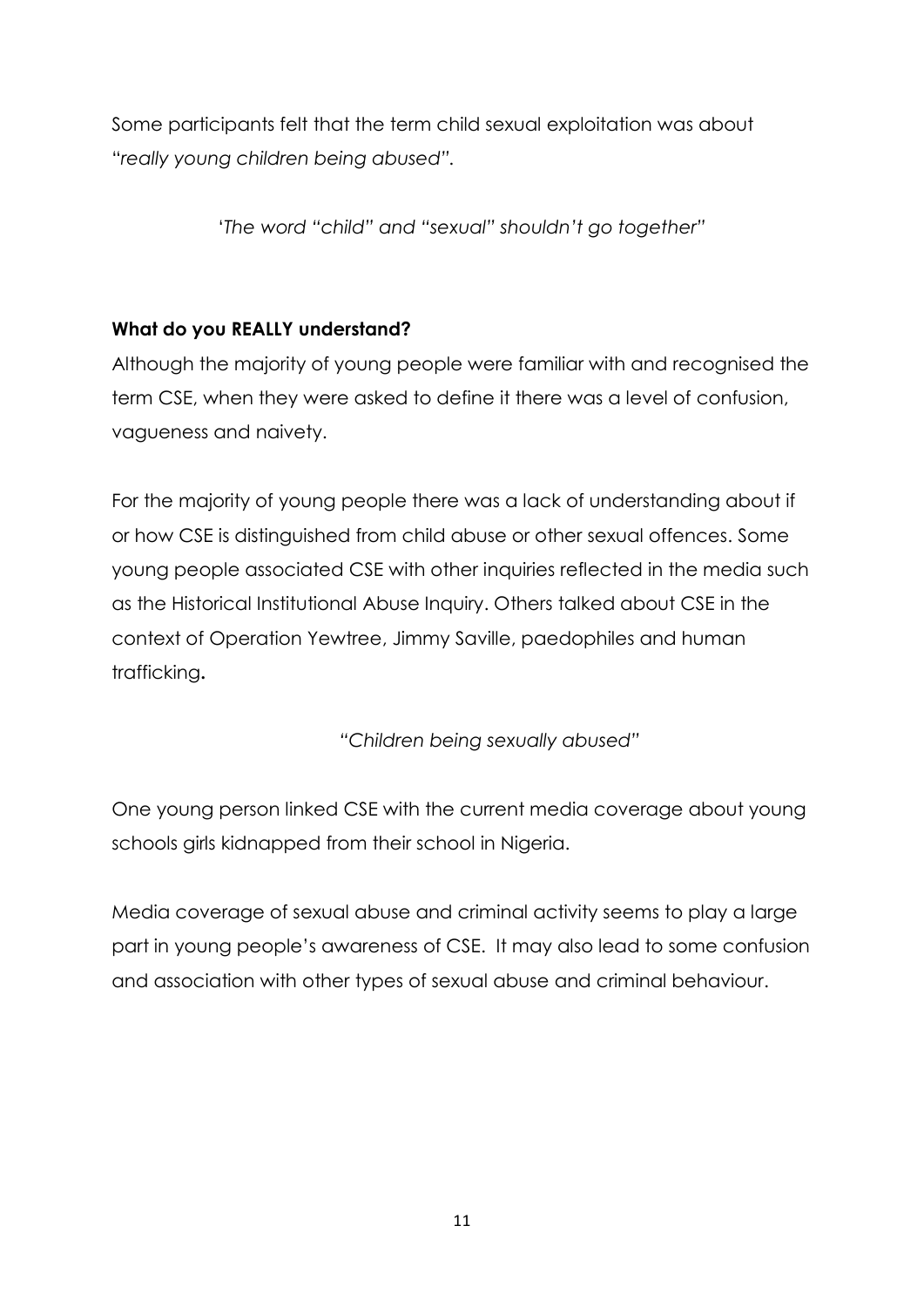Some participants felt that the term child sexual exploitation was about "*really young children being abused"*.

'*The word "child" and "sexual" shouldn't go together"*

**What do you REALLY understand?**

Although the majority of young people were familiar with and recognised the term CSE, when they were asked to define it there was a level of confusion, vagueness and naivety.

For the majority of young people there was a lack of understanding about if or how CSE is distinguished from child abuse or other sexual offences. Some young people associated CSE with other inquiries reflected in the media such as the Historical Institutional Abuse Inquiry. Others talked about CSE in the context of Operation Yewtree, Jimmy Saville, paedophiles and human trafficking**.**

*"Children being sexually abused"*

One young person linked CSE with the current media coverage about young schools girls kidnapped from their school in Nigeria.

Media coverage of sexual abuse and criminal activity seems to play a large part in young people's awareness of CSE. It may also lead to some confusion and association with other types of sexual abuse and criminal behaviour.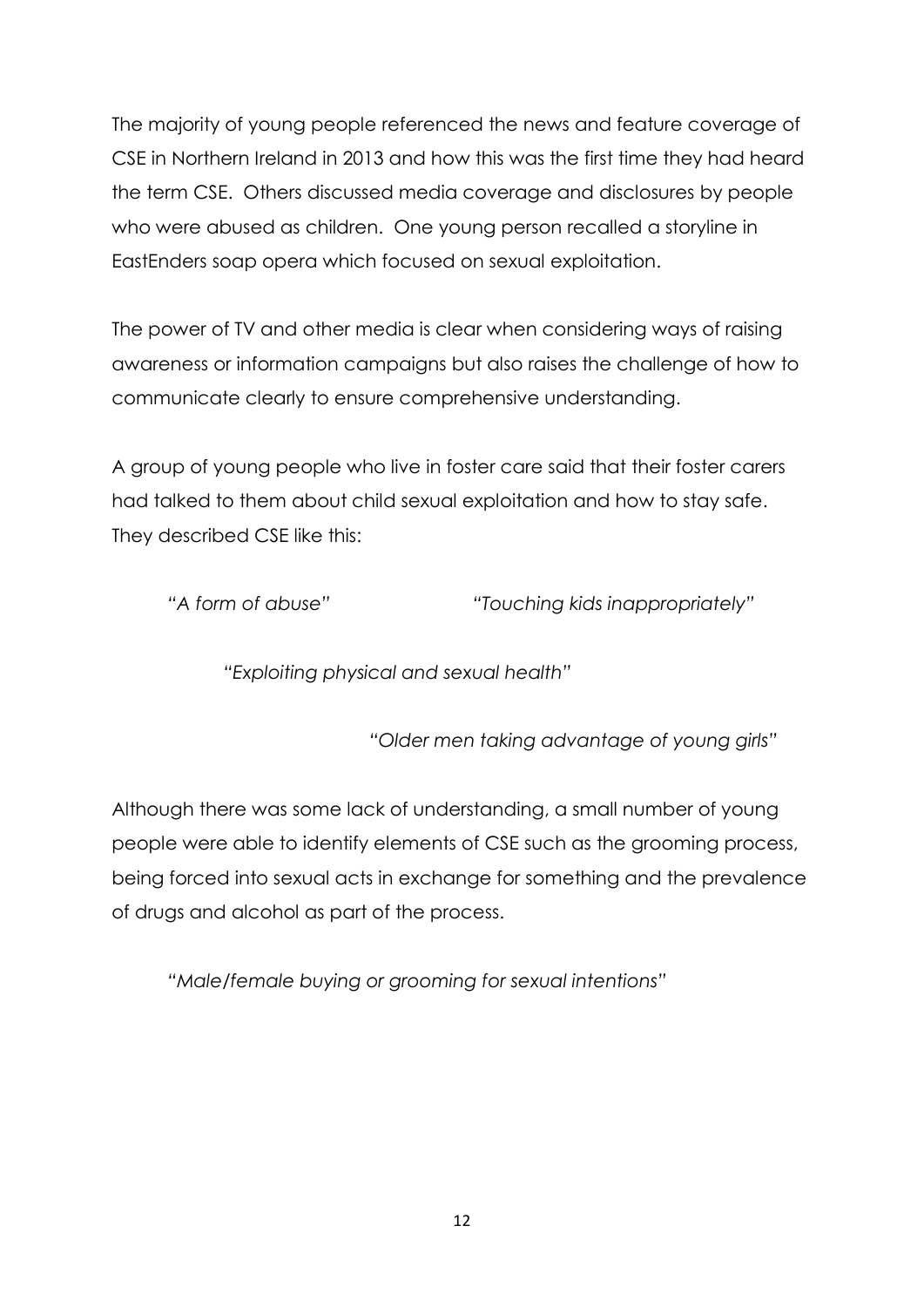The majority of young people referenced the news and feature coverage of CSE in Northern Ireland in 2013 and how this was the first time they had heard the term CSE. Others discussed media coverage and disclosures by people who were abused as children. One young person recalled a storyline in EastEnders soap opera which focused on sexual exploitation.

The power of TV and other media is clear when considering ways of raising awareness or information campaigns but also raises the challenge of how to communicate clearly to ensure comprehensive understanding.

A group of young people who live in foster care said that their foster carers had talked to them about child sexual exploitation and how to stay safe. They described CSE like this:

*"A form of abuse"*

*"Touching kids inappropriately"*

*"Exploiting physical and sexual health"*

*"Older men taking advantage of young girls"*

Although there was some lack of understanding, a small number of young people were able to identify elements of CSE such as the grooming process, being forced into sexual acts in exchange for something and the prevalence of drugs and alcohol as part of the process.

*"Male/female buying or grooming for sexual intentions"*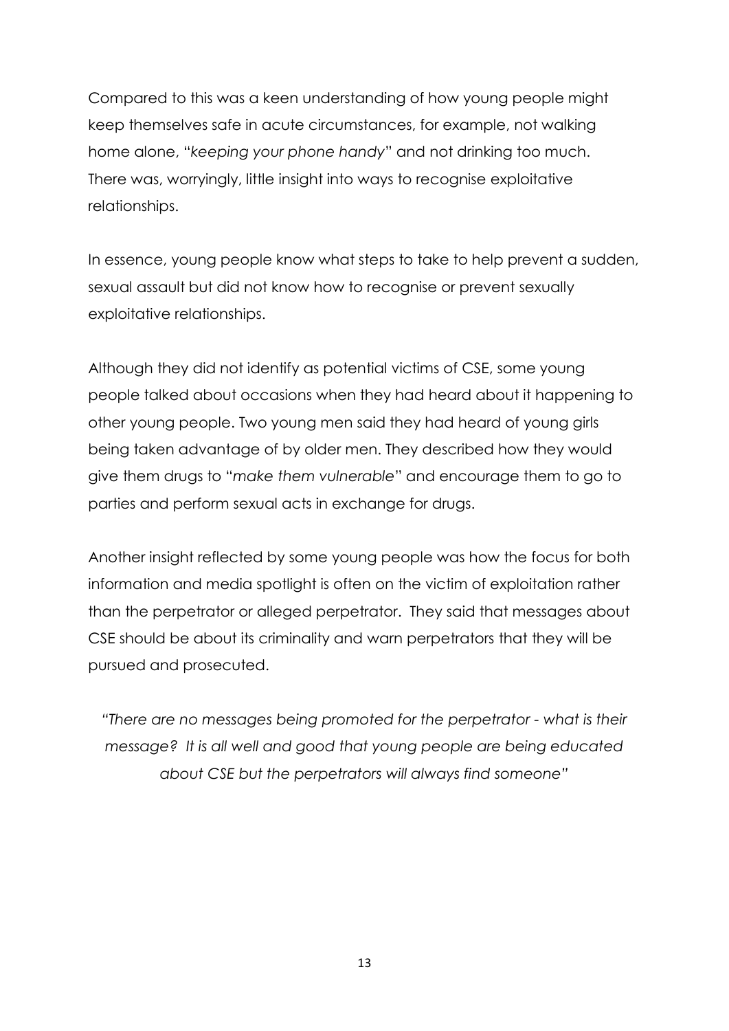Compared to this was a keen understanding of how young people might keep themselves safe in acute circumstances, for example, not walking home alone, "*keeping your phone handy*" and not drinking too much. There was, worryingly, little insight into ways to recognise exploitative relationships.

In essence, young people know what steps to take to help prevent a sudden, sexual assault but did not know how to recognise or prevent sexually exploitative relationships.

Although they did not identify as potential victims of CSE, some young people talked about occasions when they had heard about it happening to other young people. Two young men said they had heard of young girls being taken advantage of by older men. They described how they would give them drugs to "*make them vulnerable*" and encourage them to go to parties and perform sexual acts in exchange for drugs.

Another insight reflected by some young people was how the focus for both information and media spotlight is often on the victim of exploitation rather than the perpetrator or alleged perpetrator. They said that messages about CSE should be about its criminality and warn perpetrators that they will be pursued and prosecuted.

> *"There are no messages being promoted for the perpetrator - what is their message? It is all well and good that young people are being educated about CSE but the perpetrators will always find someone"*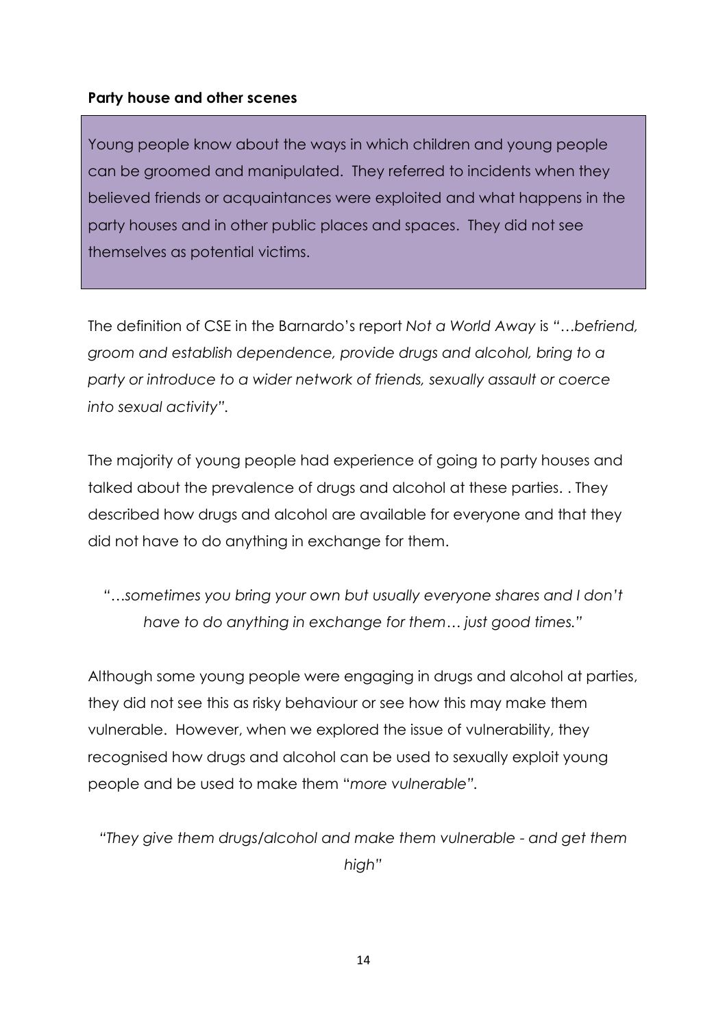**Party house and other scenes**

> Young people know about the ways in which children and young people can be groomed and manipulated. They referred to incidents when they believed friends or acquaintances were exploited and what happens in the party houses and in other public places and spaces. They did not see themselves as potential victims.

The definition of CSE in the Barnardo's report *Not a World Away* is "*…befriend, groom and establish dependence, provide drugs and alcohol, bring to a party or introduce to a wider network of friends, sexually assault or coerce into sexual activity"*.

The majority of young people had experience of going to party houses and talked about the prevalence of drugs and alcohol at these parties. . They described how drugs and alcohol are available for everyone and that they did not have to do anything in exchange for them.

*"…sometimes you bring your own but usually everyone shares and I don't have to do anything in exchange for them… just good times."*

Although some young people were engaging in drugs and alcohol at parties, they did not see this as risky behaviour or see how this may make them vulnerable. However, when we explored the issue of vulnerability, they recognised how drugs and alcohol can be used to sexually exploit young people and be used to make them "*more vulnerable"*.

*"They give them drugs/alcohol and make them vulnerable - and get them high"*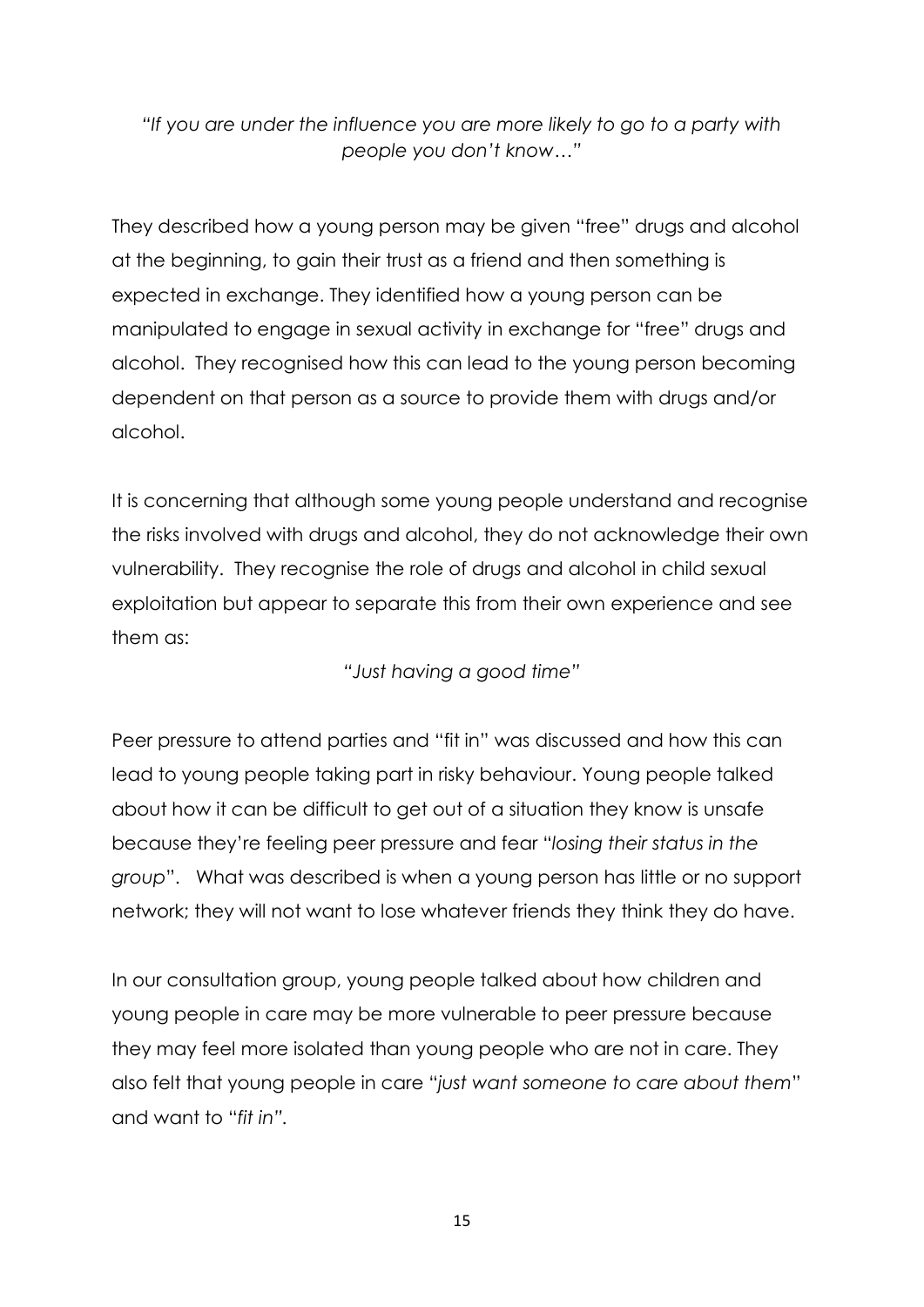*"If you are under the influence you are more likely to go to a party with people you don't know…"*

They described how a young person may be given "free" drugs and alcohol at the beginning, to gain their trust as a friend and then something is expected in exchange. They identified how a young person can be manipulated to engage in sexual activity in exchange for "free" drugs and alcohol. They recognised how this can lead to the young person becoming dependent on that person as a source to provide them with drugs and/or alcohol.

It is concerning that although some young people understand and recognise the risks involved with drugs and alcohol, they do not acknowledge their own vulnerability. They recognise the role of drugs and alcohol in child sexual exploitation but appear to separate this from their own experience and see them as:

*"Just having a good time"*

Peer pressure to attend parties and "fit in" was discussed and how this can lead to young people taking part in risky behaviour. Young people talked about how it can be difficult to get out of a situation they know is unsafe because they're feeling peer pressure and fear "*losing their status in the group*". What was described is when a young person has little or no support network; they will not want to lose whatever friends they think they do have.

In our consultation group, young people talked about how children and young people in care may be more vulnerable to peer pressure because they may feel more isolated than young people who are not in care. They also felt that young people in care "*just want someone to care about them*" and want to "*fit in".*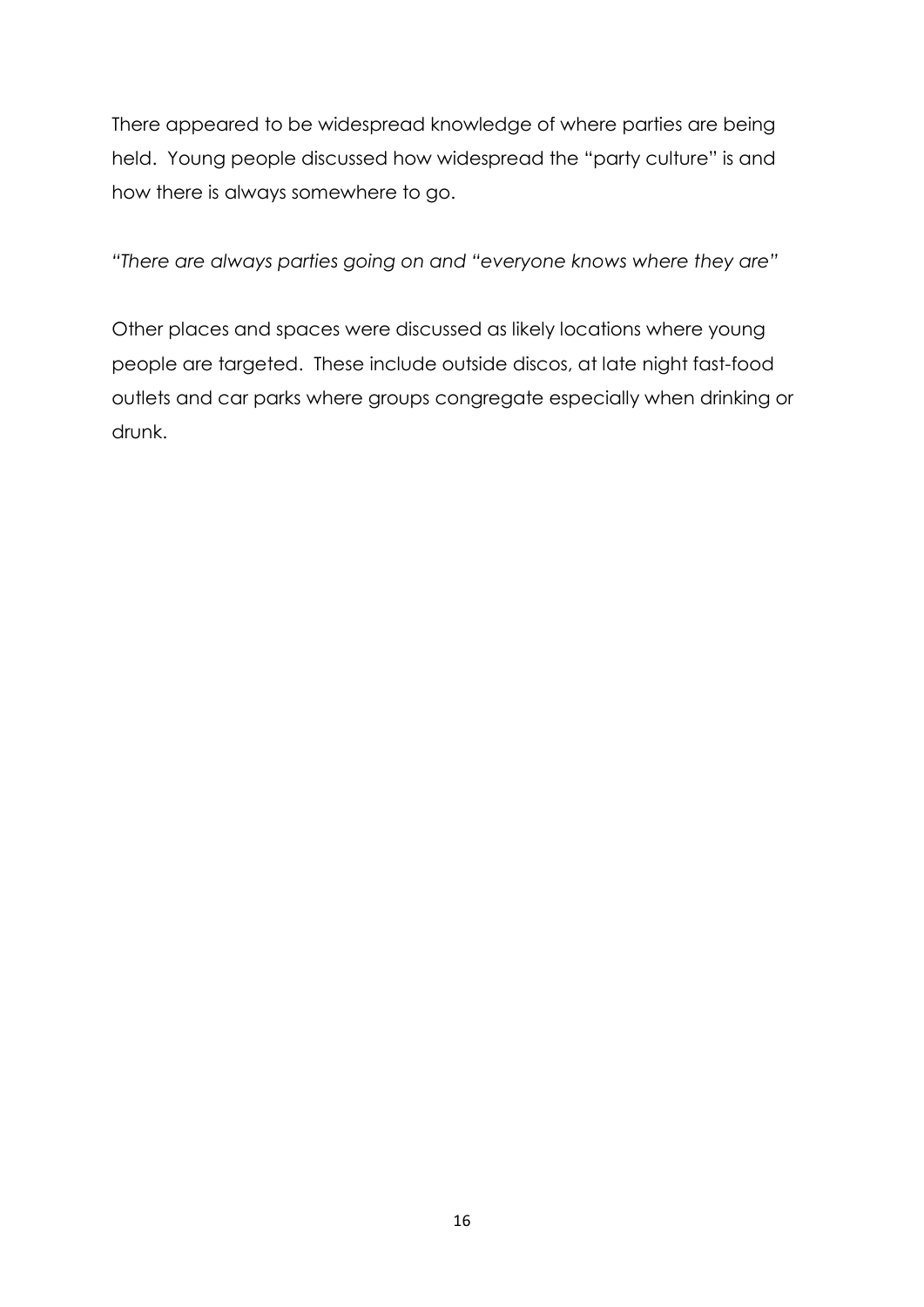There appeared to be widespread knowledge of where parties are being held. Young people discussed how widespread the "party culture" is and how there is always somewhere to go.

*"There are always parties going on and "everyone knows where they are"*

Other places and spaces were discussed as likely locations where young people are targeted. These include outside discos, at late night fast-food outlets and car parks where groups congregate especially when drinking or drunk.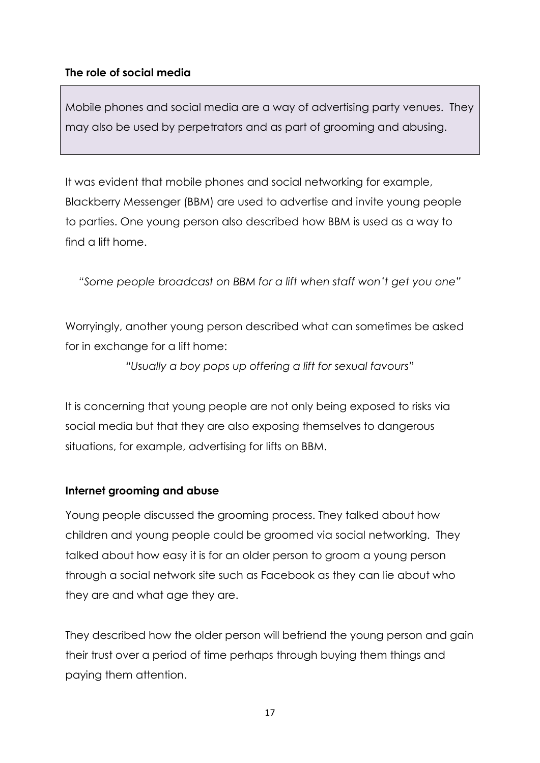### The role of social media

> Mobile phones and social media are a way of advertising party venues. They may also be used by perpetrators and as part of grooming and abusing.

It was evident that mobile phones and social networking for example, Blackberry Messenger (BBM) are used to advertise and invite young people to parties. One young person also described how BBM is used as a way to find a lift home.

*"Some people broadcast on BBM for a lift when staff won't get you one"*

Worryingly, another young person described what can sometimes be asked for in exchange for a lift home:

*"Usually a boy pops up offering a lift for sexual favours"*

It is concerning that young people are not only being exposed to risks via social media but that they are also exposing themselves to dangerous situations, for example, advertising for lifts on BBM.

### Internet grooming and abuse

Young people discussed the grooming process. They talked about how children and young people could be groomed via social networking. They talked about how easy it is for an older person to groom a young person through a social network site such as Facebook as they can lie about who they are and what age they are.

They described how the older person will befriend the young person and gain their trust over a period of time perhaps through buying them things and paying them attention.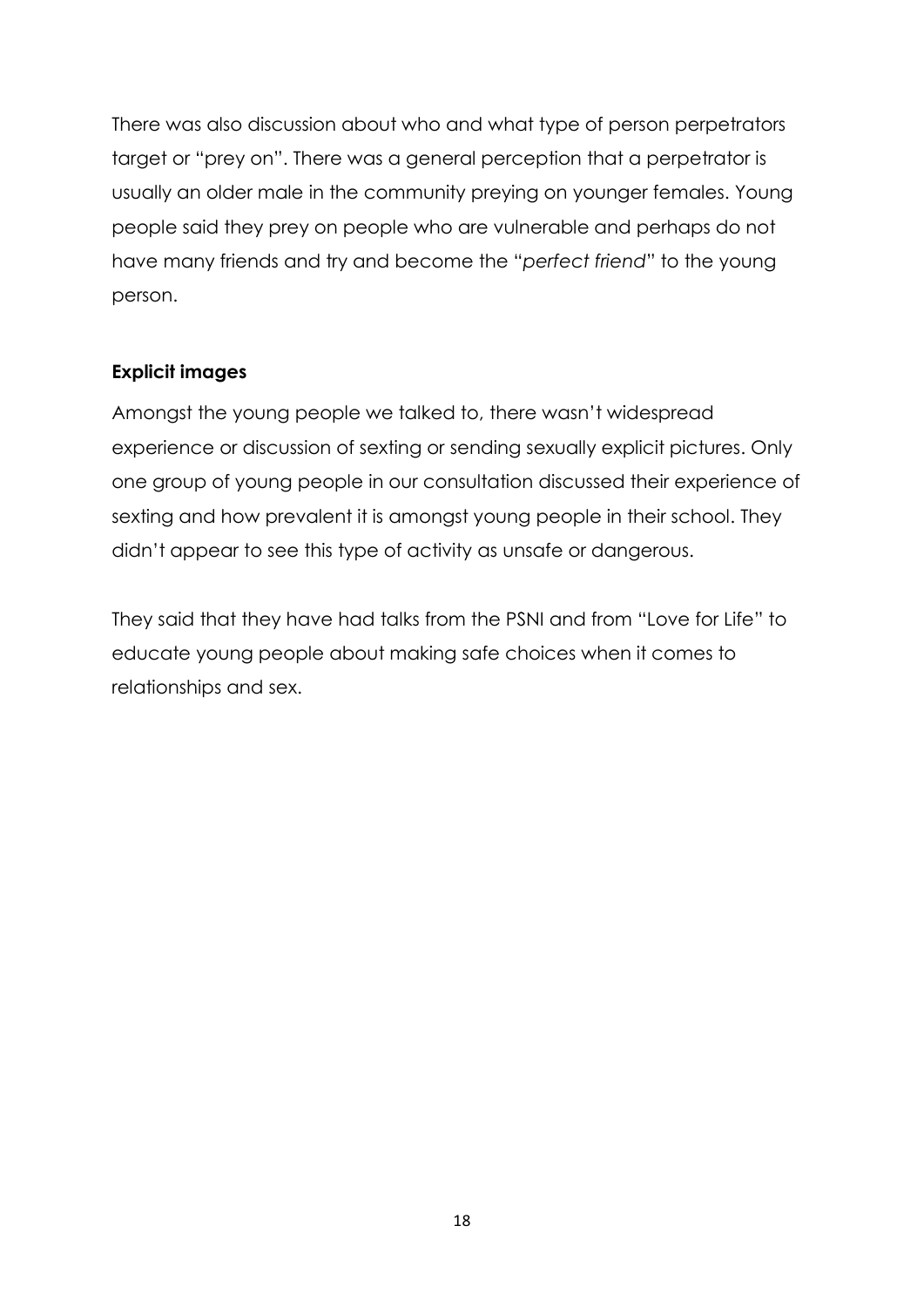There was also discussion about who and what type of person perpetrators target or "prey on". There was a general perception that a perpetrator is usually an older male in the community preying on younger females. Young people said they prey on people who are vulnerable and perhaps do not have many friends and try and become the "*perfect friend*" to the young person.

**Explicit images**

Amongst the young people we talked to, there wasn't widespread experience or discussion of sexting or sending sexually explicit pictures. Only one group of young people in our consultation discussed their experience of sexting and how prevalent it is amongst young people in their school. They didn't appear to see this type of activity as unsafe or dangerous.

They said that they have had talks from the PSNI and from "Love for Life" to educate young people about making safe choices when it comes to relationships and sex.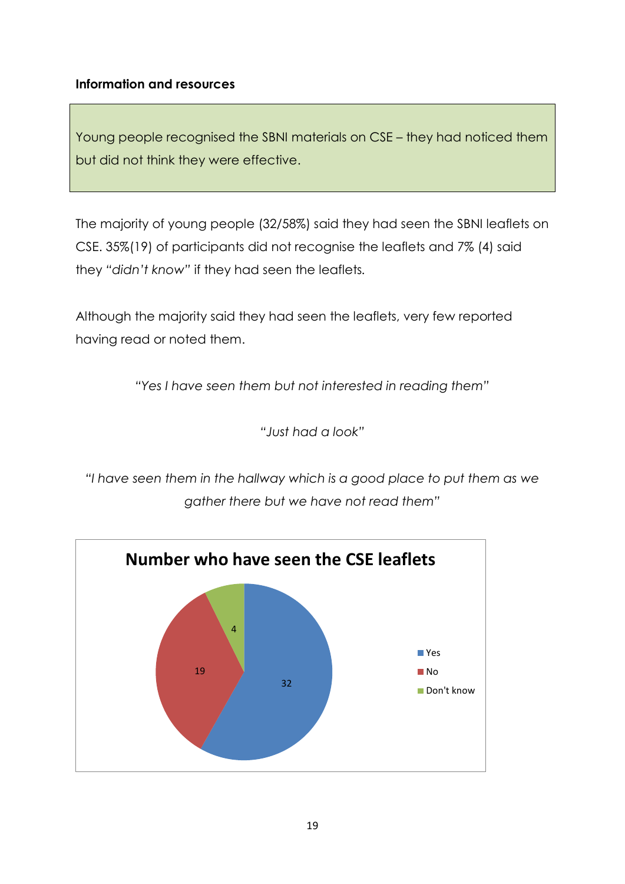**Information and resources**

Young people recognised the SBNI materials on CSE – they had noticed them but did not think they were effective.

The majority of young people (32/58%) said they had seen the SBNI leaflets on CSE. 35%(19) of participants did not recognise the leaflets and 7% (4) said they "*didn't know*" if they had seen the leaflets.

Although the majority said they had seen the leaflets, very few reported having read or noted them.

*"Yes I have seen them but not interested in reading them"*

*"Just had a look"*

*"I have seen them in the hallway which is a good place to put them as we gather there but we have not read them"*

**Number who have seen the CSE leaflets**

| Response | Number |
|---|---|
| Yes | 32 |
| No | 19 |
| Don't know | 4 |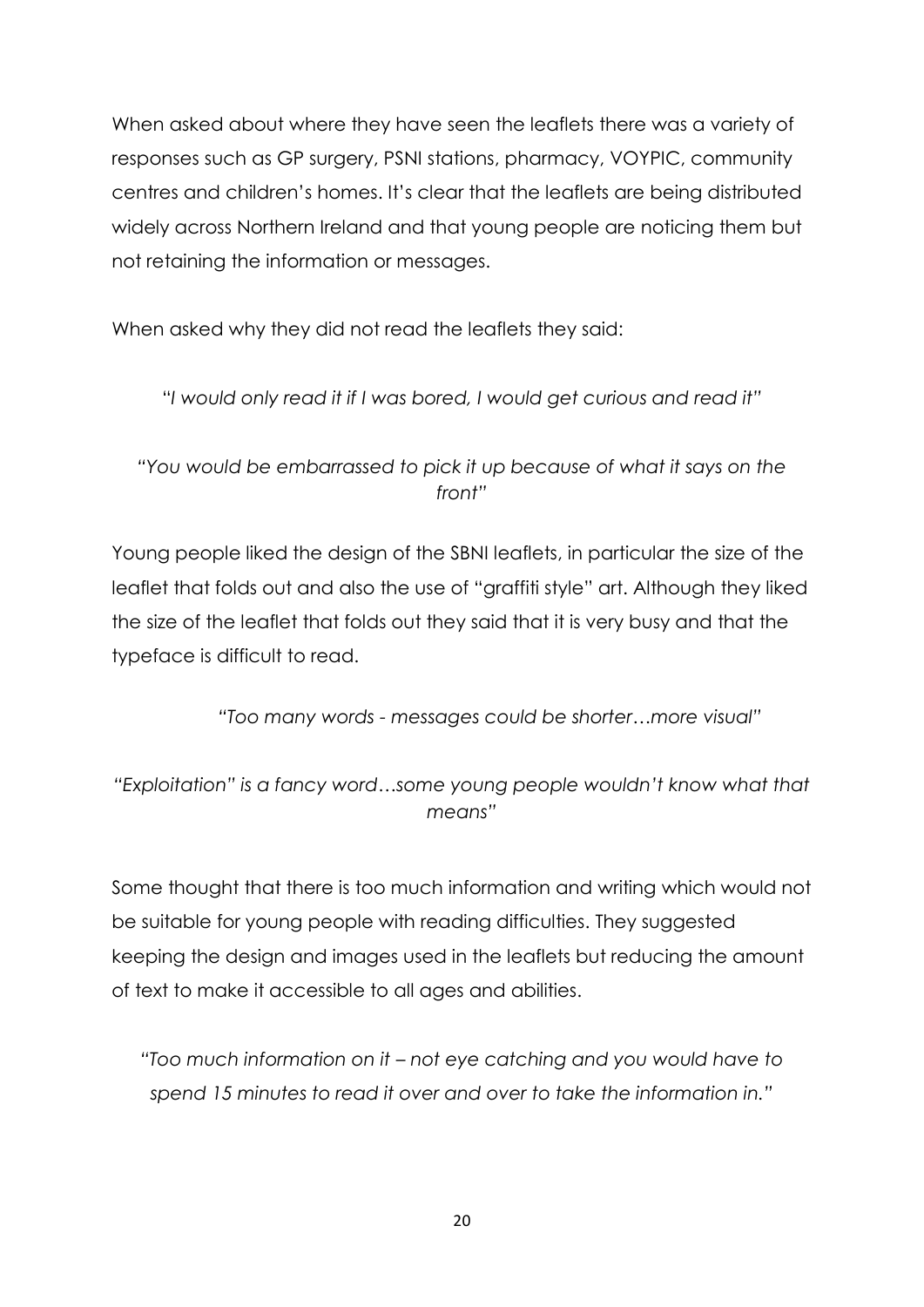When asked about where they have seen the leaflets there was a variety of responses such as GP surgery, PSNI stations, pharmacy, VOYPIC, community centres and children's homes. It's clear that the leaflets are being distributed widely across Northern Ireland and that young people are noticing them but not retaining the information or messages.

When asked why they did not read the leaflets they said:

*"I would only read it if I was bored, I would get curious and read it"*

*"You would be embarrassed to pick it up because of what it says on the front"*

Young people liked the design of the SBNI leaflets, in particular the size of the leaflet that folds out and also the use of "graffiti style" art. Although they liked the size of the leaflet that folds out they said that it is very busy and that the typeface is difficult to read.

*"Too many words - messages could be shorter…more visual"*

*"Exploitation" is a fancy word…some young people wouldn't know what that means"*

Some thought that there is too much information and writing which would not be suitable for young people with reading difficulties. They suggested keeping the design and images used in the leaflets but reducing the amount of text to make it accessible to all ages and abilities.

*"Too much information on it – not eye catching and you would have to spend 15 minutes to read it over and over to take the information in."*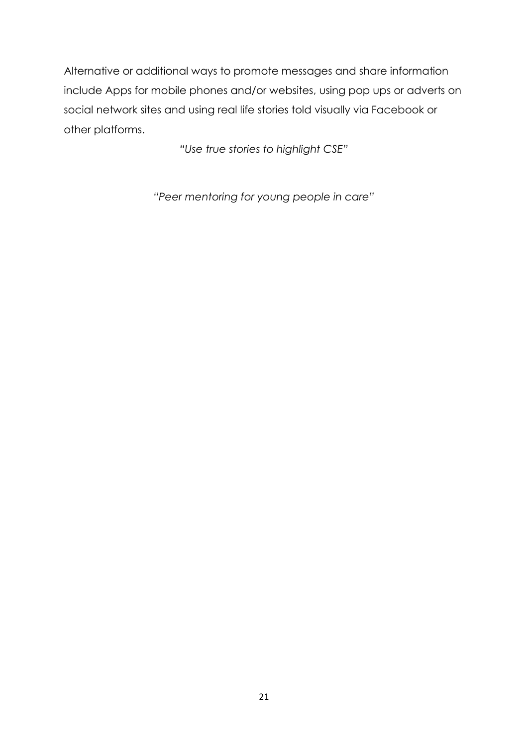Alternative or additional ways to promote messages and share information include Apps for mobile phones and/or websites, using pop ups or adverts on social network sites and using real life stories told visually via Facebook or other platforms.

*"Use true stories to highlight CSE"*

*"Peer mentoring for young people in care"*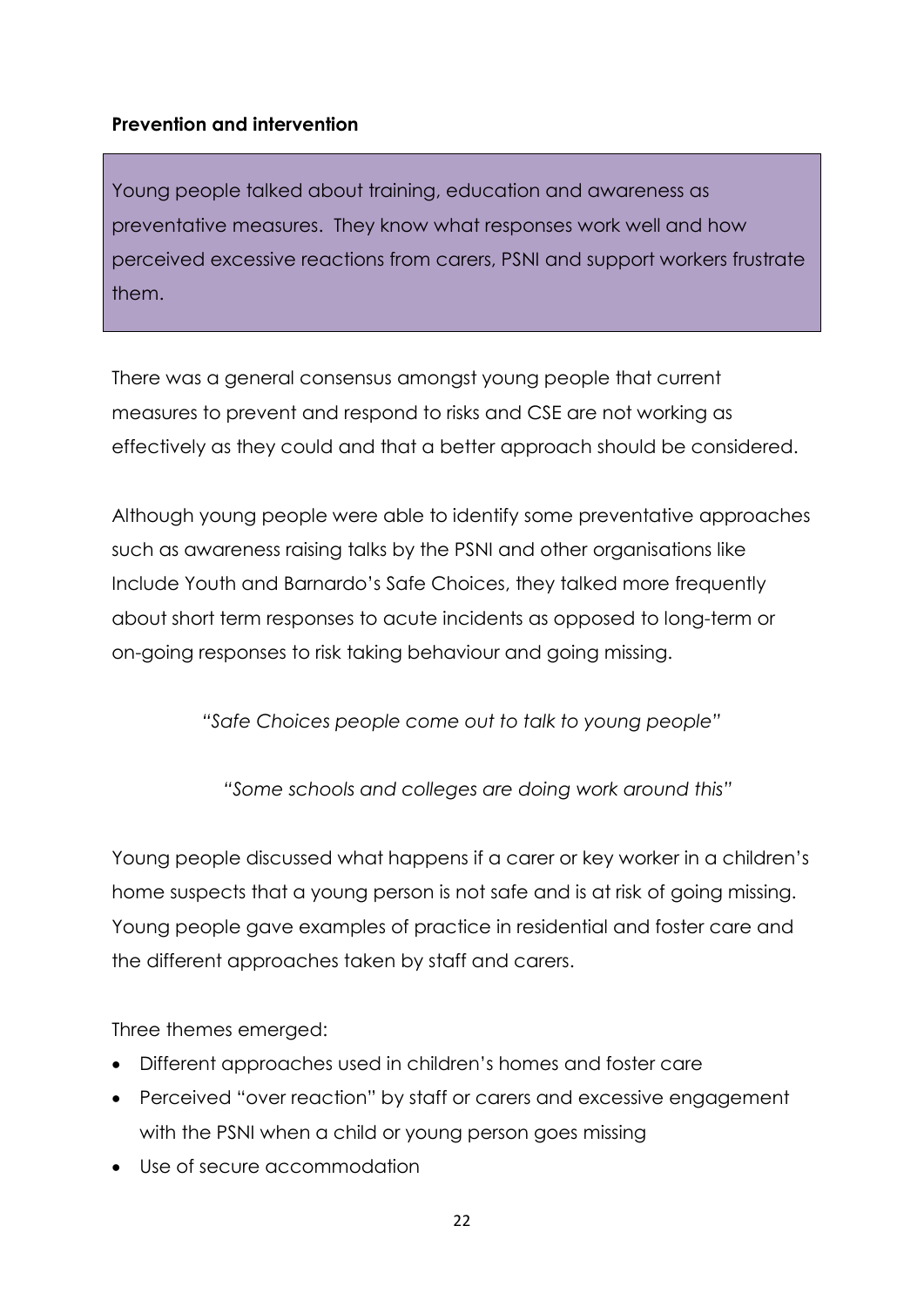**Prevention and intervention**

> Young people talked about training, education and awareness as preventative measures. They know what responses work well and how perceived excessive reactions from carers, PSNI and support workers frustrate them.

There was a general consensus amongst young people that current measures to prevent and respond to risks and CSE are not working as effectively as they could and that a better approach should be considered.

Although young people were able to identify some preventative approaches such as awareness raising talks by the PSNI and other organisations like Include Youth and Barnardo's Safe Choices, they talked more frequently about short term responses to acute incidents as opposed to long-term or on-going responses to risk taking behaviour and going missing.

*"Safe Choices people come out to talk to young people"*

*"Some schools and colleges are doing work around this"*

Young people discussed what happens if a carer or key worker in a children's home suspects that a young person is not safe and is at risk of going missing. Young people gave examples of practice in residential and foster care and the different approaches taken by staff and carers.

Three themes emerged:

- Different approaches used in children's homes and foster care
- Perceived "over reaction" by staff or carers and excessive engagement with the PSNI when a child or young person goes missing
- Use of secure accommodation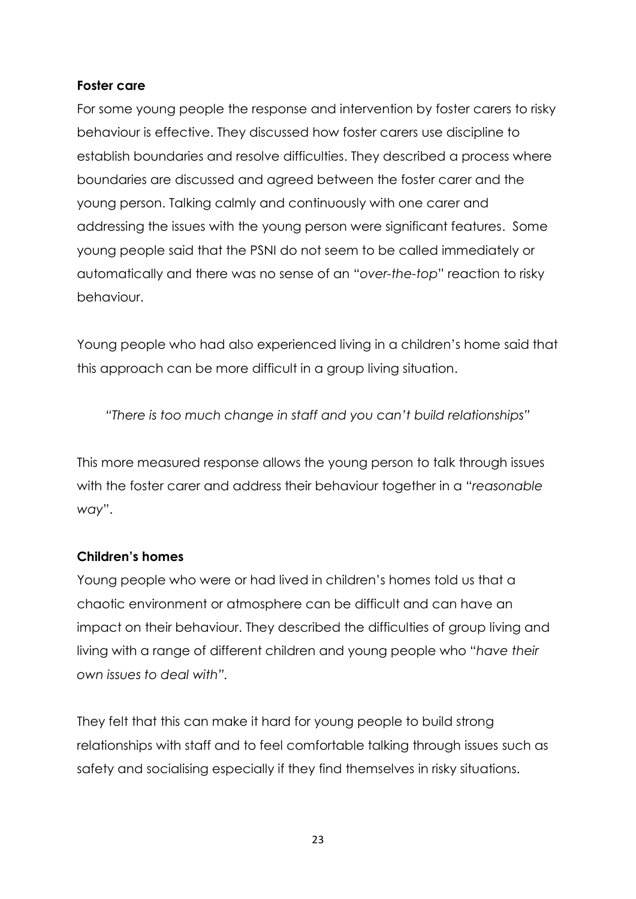**Foster care**

For some young people the response and intervention by foster carers to risky behaviour is effective. They discussed how foster carers use discipline to establish boundaries and resolve difficulties. They described a process where boundaries are discussed and agreed between the foster carer and the young person. Talking calmly and continuously with one carer and addressing the issues with the young person were significant features. Some young people said that the PSNI do not seem to be called immediately or automatically and there was no sense of an "*over-the-top*" reaction to risky behaviour.

Young people who had also experienced living in a children's home said that this approach can be more difficult in a group living situation.

> *"There is too much change in staff and you can't build relationships"*

This more measured response allows the young person to talk through issues with the foster carer and address their behaviour together in a "*reasonable way*".

**Children's homes**

Young people who were or had lived in children's homes told us that a chaotic environment or atmosphere can be difficult and can have an impact on their behaviour. They described the difficulties of group living and living with a range of different children and young people who "*have their own issues to deal with".*

They felt that this can make it hard for young people to build strong relationships with staff and to feel comfortable talking through issues such as safety and socialising especially if they find themselves in risky situations.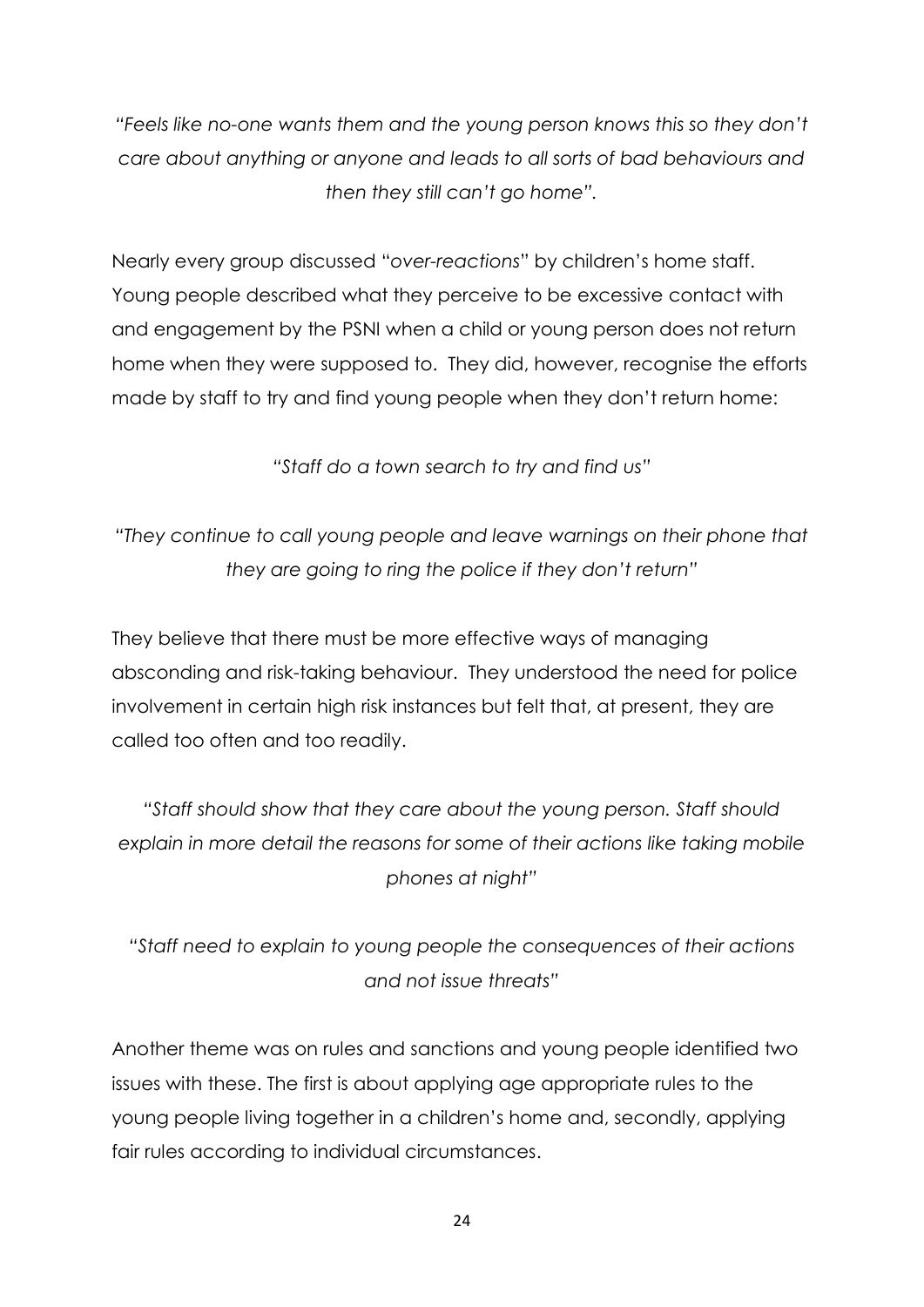*"Feels like no-one wants them and the young person knows this so they don't care about anything or anyone and leads to all sorts of bad behaviours and then they still can't go home".*

Nearly every group discussed "*over-reactions*" by children's home staff. Young people described what they perceive to be excessive contact with and engagement by the PSNI when a child or young person does not return home when they were supposed to. They did, however, recognise the efforts made by staff to try and find young people when they don't return home:

*"Staff do a town search to try and find us"*

*"They continue to call young people and leave warnings on their phone that they are going to ring the police if they don't return"*

They believe that there must be more effective ways of managing absconding and risk-taking behaviour. They understood the need for police involvement in certain high risk instances but felt that, at present, they are called too often and too readily.

*"Staff should show that they care about the young person. Staff should explain in more detail the reasons for some of their actions like taking mobile phones at night"*

*"Staff need to explain to young people the consequences of their actions and not issue threats"*

Another theme was on rules and sanctions and young people identified two issues with these. The first is about applying age appropriate rules to the young people living together in a children's home and, secondly, applying fair rules according to individual circumstances.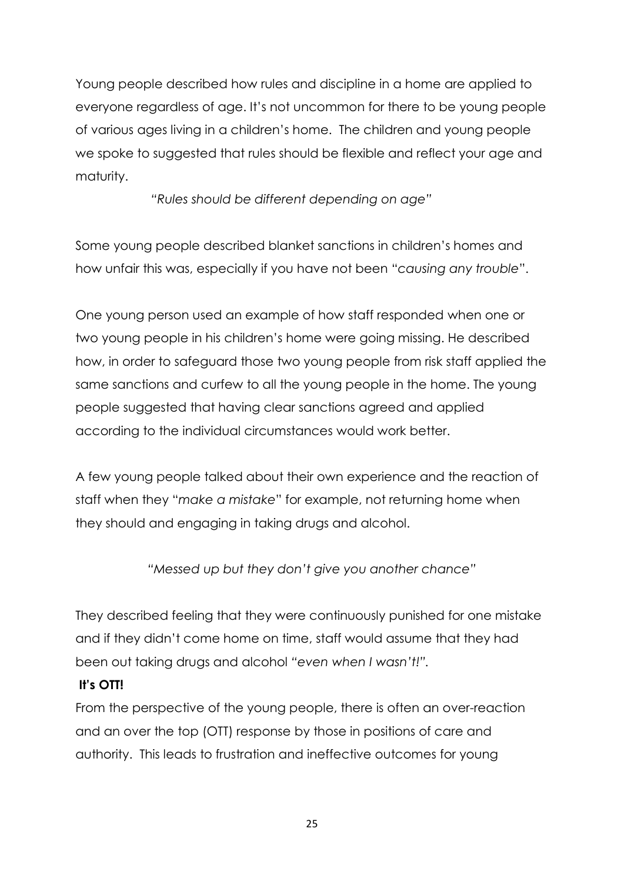Young people described how rules and discipline in a home are applied to everyone regardless of age. It's not uncommon for there to be young people of various ages living in a children's home. The children and young people we spoke to suggested that rules should be flexible and reflect your age and maturity.

*"Rules should be different depending on age"*

Some young people described blanket sanctions in children's homes and how unfair this was, especially if you have not been "*causing any trouble*".

One young person used an example of how staff responded when one or two young people in his children's home were going missing. He described how, in order to safeguard those two young people from risk staff applied the same sanctions and curfew to all the young people in the home. The young people suggested that having clear sanctions agreed and applied according to the individual circumstances would work better.

A few young people talked about their own experience and the reaction of staff when they "*make a mistake*" for example, not returning home when they should and engaging in taking drugs and alcohol.

*"Messed up but they don't give you another chance"*

They described feeling that they were continuously punished for one mistake and if they didn't come home on time, staff would assume that they had been out taking drugs and alcohol *"even when I wasn't!"*.

**It's OTT!**

From the perspective of the young people, there is often an over-reaction and an over the top (OTT) response by those in positions of care and authority. This leads to frustration and ineffective outcomes for young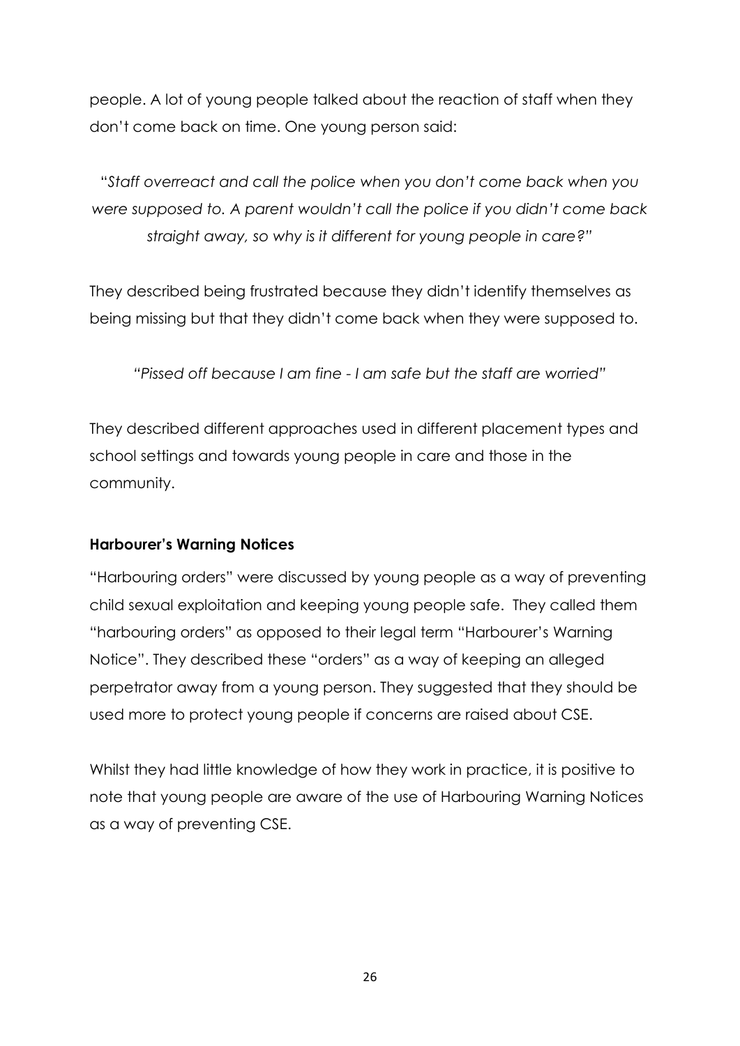people. A lot of young people talked about the reaction of staff when they don't come back on time. One young person said:

"*Staff overreact and call the police when you don't come back when you were supposed to. A parent wouldn't call the police if you didn't come back straight away, so why is it different for young people in care?"*

They described being frustrated because they didn't identify themselves as being missing but that they didn't come back when they were supposed to.

*"Pissed off because I am fine - I am safe but the staff are worried"*

They described different approaches used in different placement types and school settings and towards young people in care and those in the community.

**Harbourer's Warning Notices**

"Harbouring orders" were discussed by young people as a way of preventing child sexual exploitation and keeping young people safe. They called them "harbouring orders" as opposed to their legal term "Harbourer's Warning Notice". They described these "orders" as a way of keeping an alleged perpetrator away from a young person. They suggested that they should be used more to protect young people if concerns are raised about CSE.

Whilst they had little knowledge of how they work in practice, it is positive to note that young people are aware of the use of Harbouring Warning Notices as a way of preventing CSE.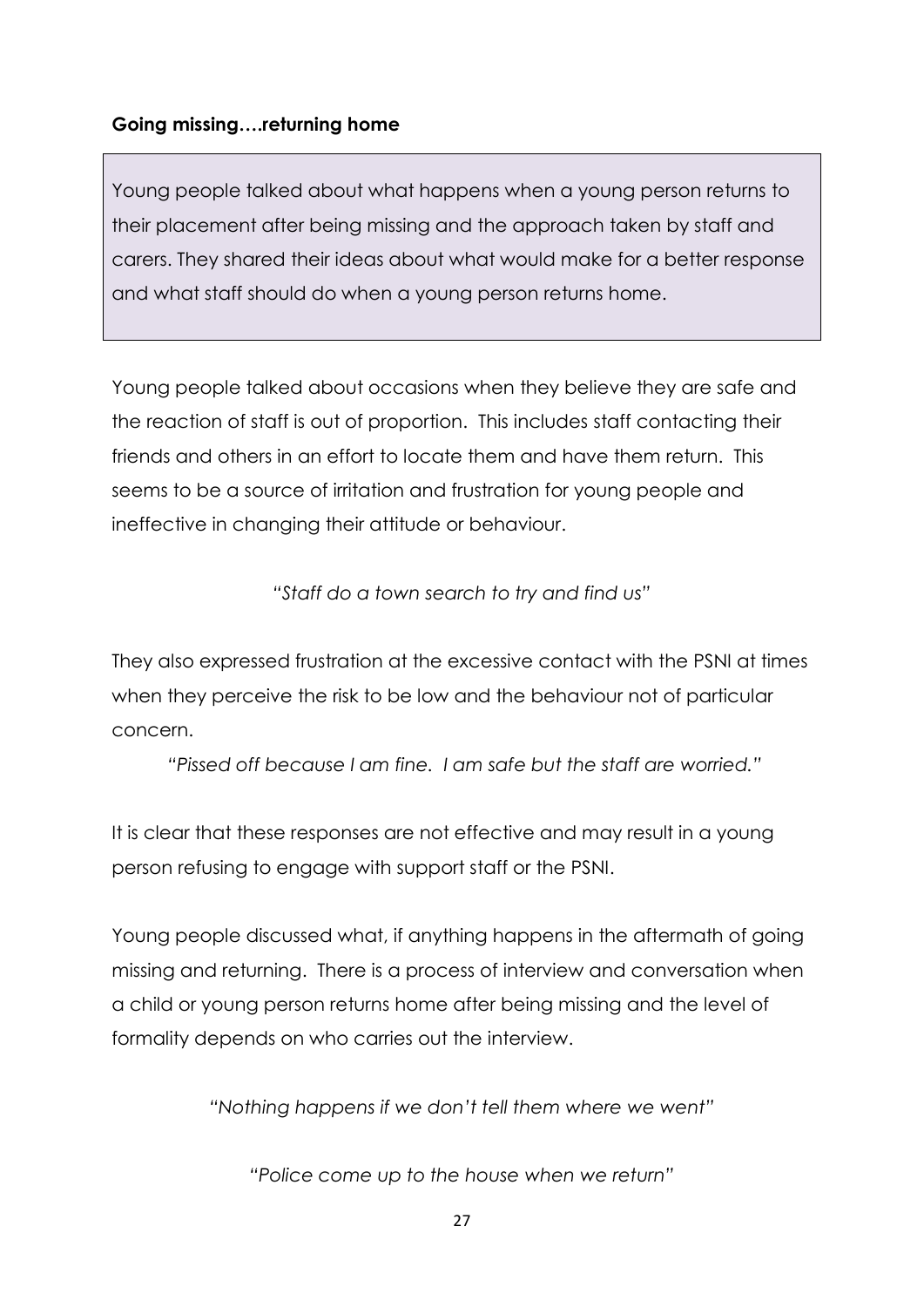**Going missing….returning home**

Young people talked about what happens when a young person returns to their placement after being missing and the approach taken by staff and carers. They shared their ideas about what would make for a better response and what staff should do when a young person returns home.

Young people talked about occasions when they believe they are safe and the reaction of staff is out of proportion. This includes staff contacting their friends and others in an effort to locate them and have them return. This seems to be a source of irritation and frustration for young people and ineffective in changing their attitude or behaviour.

*"Staff do a town search to try and find us"*

They also expressed frustration at the excessive contact with the PSNI at times when they perceive the risk to be low and the behaviour not of particular concern.

*"Pissed off because I am fine. I am safe but the staff are worried."*

It is clear that these responses are not effective and may result in a young person refusing to engage with support staff or the PSNI.

Young people discussed what, if anything happens in the aftermath of going missing and returning. There is a process of interview and conversation when a child or young person returns home after being missing and the level of formality depends on who carries out the interview.

*"Nothing happens if we don't tell them where we went"*

*"Police come up to the house when we return"*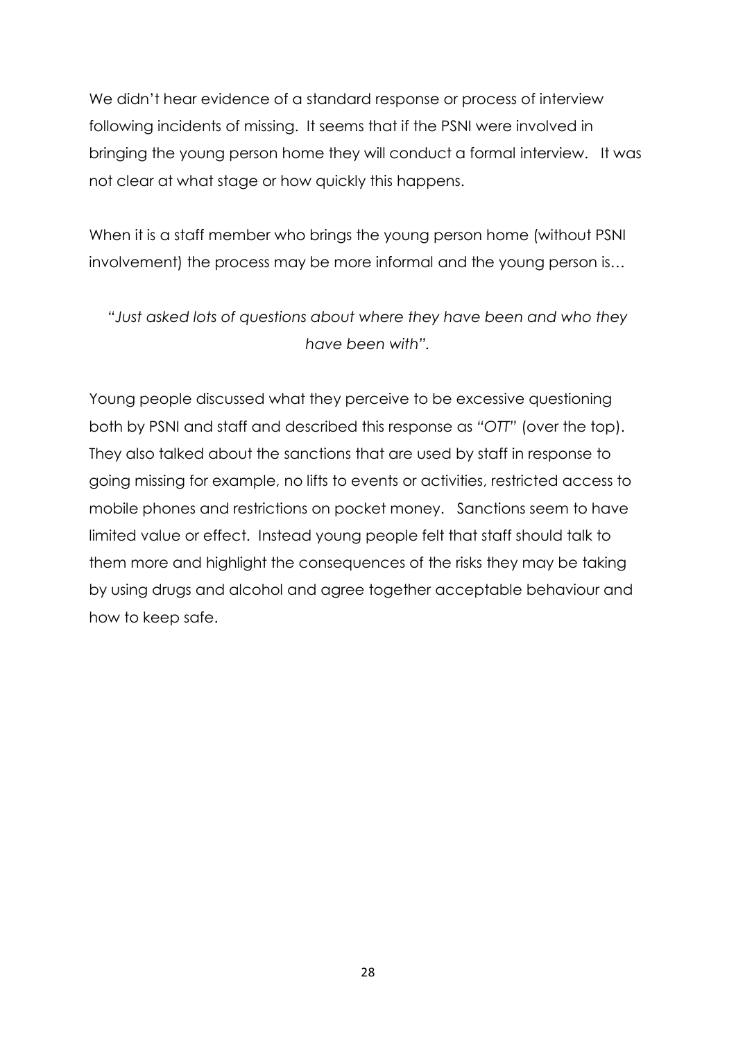We didn't hear evidence of a standard response or process of interview following incidents of missing. It seems that if the PSNI were involved in bringing the young person home they will conduct a formal interview. It was not clear at what stage or how quickly this happens.

When it is a staff member who brings the young person home (without PSNI involvement) the process may be more informal and the young person is…

*"Just asked lots of questions about where they have been and who they have been with".*

Young people discussed what they perceive to be excessive questioning both by PSNI and staff and described this response as *"OTT"* (over the top). They also talked about the sanctions that are used by staff in response to going missing for example, no lifts to events or activities, restricted access to mobile phones and restrictions on pocket money. Sanctions seem to have limited value or effect. Instead young people felt that staff should talk to them more and highlight the consequences of the risks they may be taking by using drugs and alcohol and agree together acceptable behaviour and how to keep safe.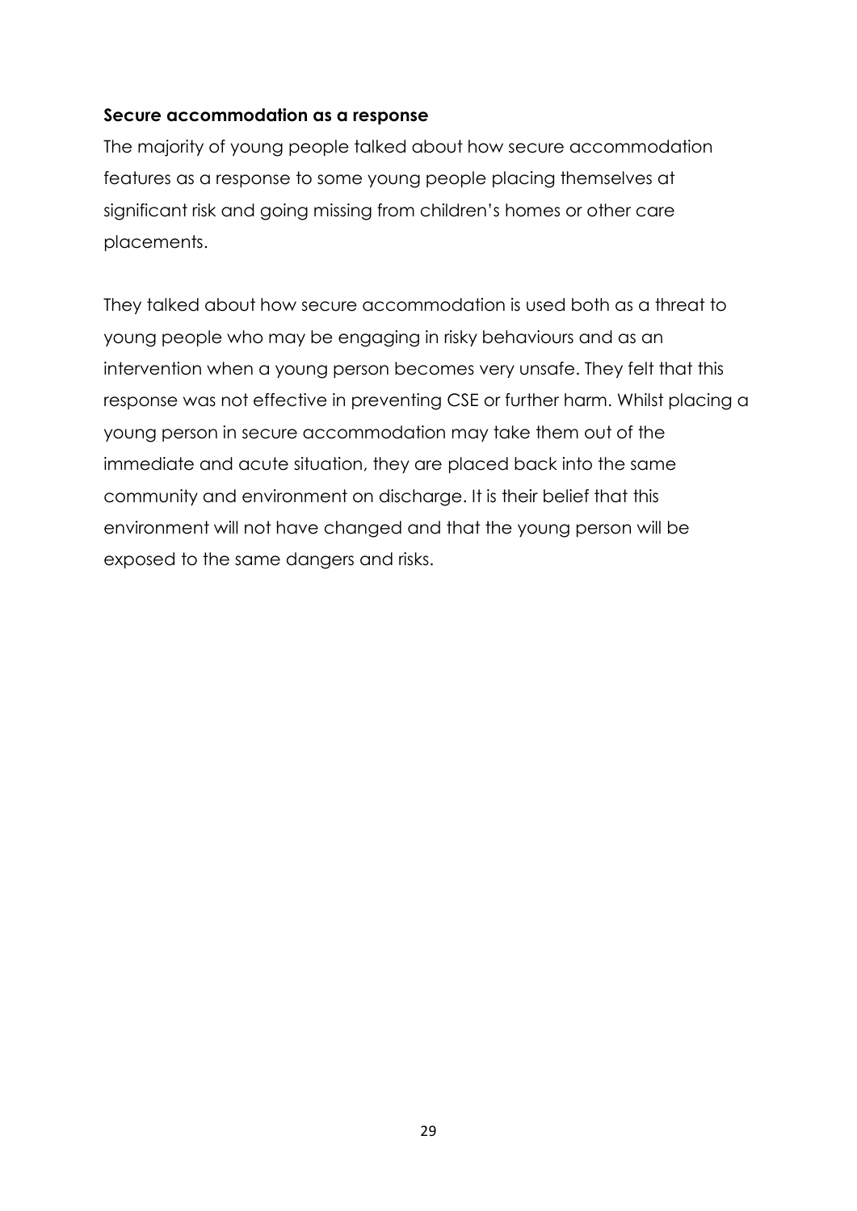**Secure accommodation as a response**

The majority of young people talked about how secure accommodation features as a response to some young people placing themselves at significant risk and going missing from children's homes or other care placements.

They talked about how secure accommodation is used both as a threat to young people who may be engaging in risky behaviours and as an intervention when a young person becomes very unsafe. They felt that this response was not effective in preventing CSE or further harm. Whilst placing a young person in secure accommodation may take them out of the immediate and acute situation, they are placed back into the same community and environment on discharge. It is their belief that this environment will not have changed and that the young person will be exposed to the same dangers and risks.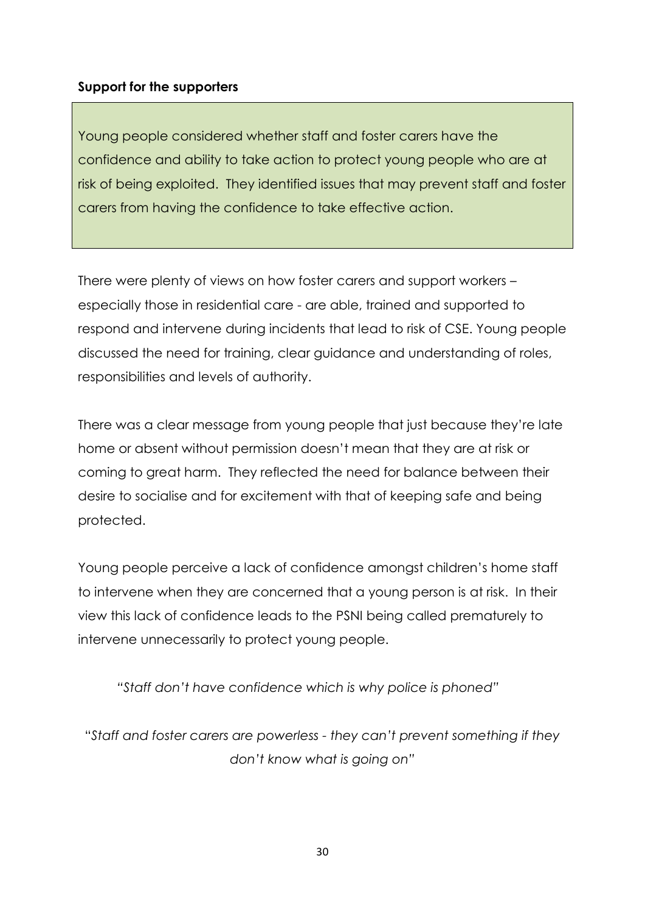**Support for the supporters**

Young people considered whether staff and foster carers have the confidence and ability to take action to protect young people who are at risk of being exploited. They identified issues that may prevent staff and foster carers from having the confidence to take effective action.

There were plenty of views on how foster carers and support workers – especially those in residential care - are able, trained and supported to respond and intervene during incidents that lead to risk of CSE. Young people discussed the need for training, clear guidance and understanding of roles, responsibilities and levels of authority.

There was a clear message from young people that just because they're late home or absent without permission doesn't mean that they are at risk or coming to great harm. They reflected the need for balance between their desire to socialise and for excitement with that of keeping safe and being protected.

Young people perceive a lack of confidence amongst children's home staff to intervene when they are concerned that a young person is at risk. In their view this lack of confidence leads to the PSNI being called prematurely to intervene unnecessarily to protect young people.

*"Staff don't have confidence which is why police is phoned"*

*"Staff and foster carers are powerless - they can't prevent something if they don't know what is going on"*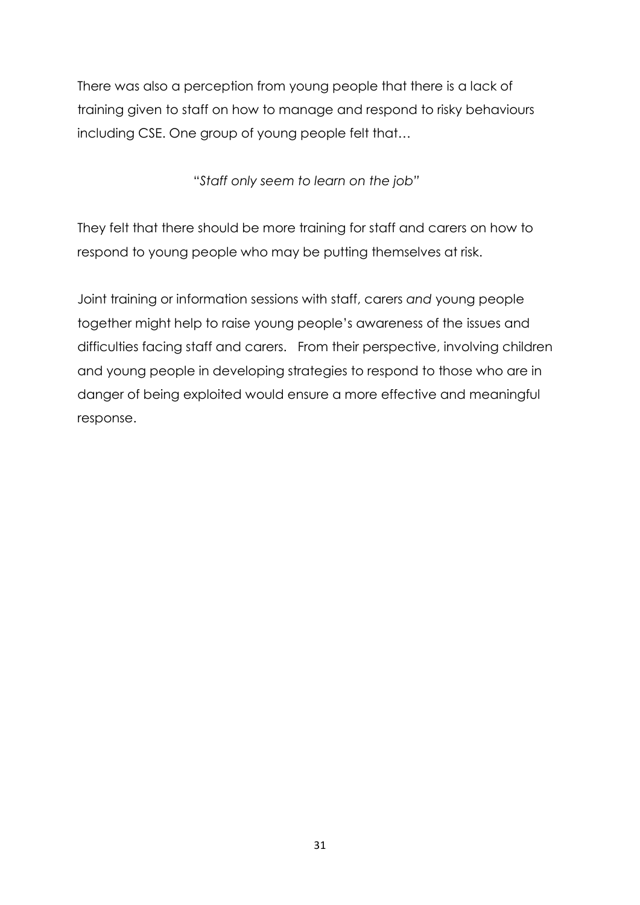There was also a perception from young people that there is a lack of training given to staff on how to manage and respond to risky behaviours including CSE. One group of young people felt that…

"*Staff only seem to learn on the job*"

They felt that there should be more training for staff and carers on how to respond to young people who may be putting themselves at risk.

Joint training or information sessions with staff, carers *and* young people together might help to raise young people's awareness of the issues and difficulties facing staff and carers. From their perspective, involving children and young people in developing strategies to respond to those who are in danger of being exploited would ensure a more effective and meaningful response.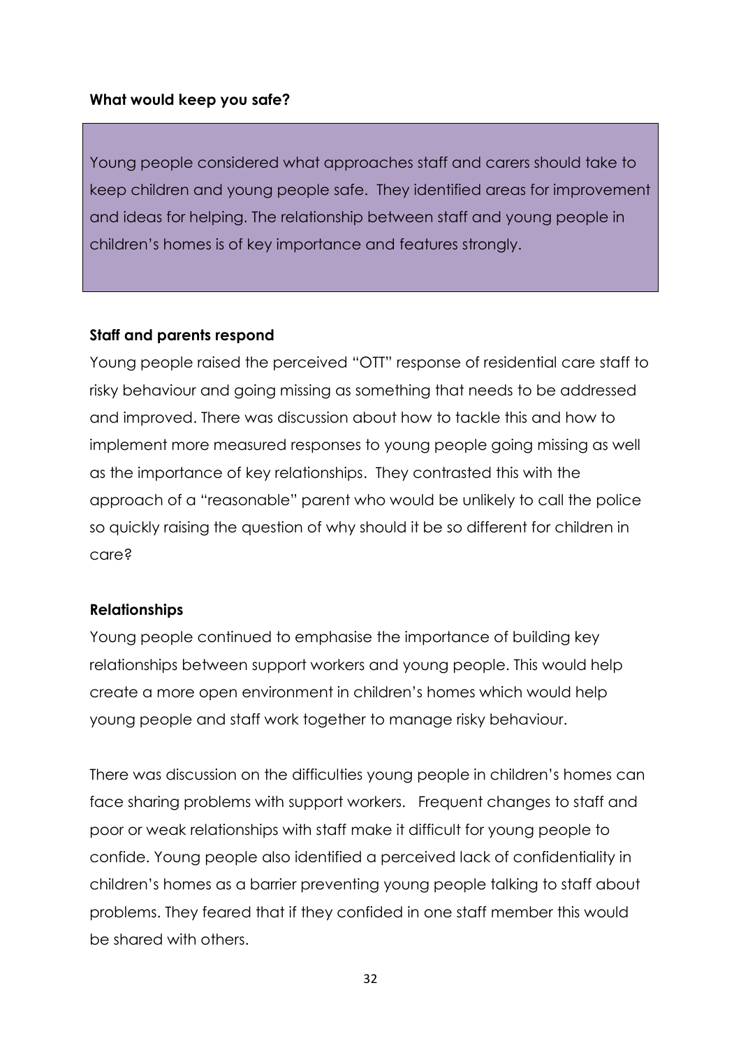**What would keep you safe?**

Young people considered what approaches staff and carers should take to keep children and young people safe. They identified areas for improvement and ideas for helping. The relationship between staff and young people in children's homes is of key importance and features strongly.

**Staff and parents respond**

Young people raised the perceived "OTT" response of residential care staff to risky behaviour and going missing as something that needs to be addressed and improved. There was discussion about how to tackle this and how to implement more measured responses to young people going missing as well as the importance of key relationships. They contrasted this with the approach of a "reasonable" parent who would be unlikely to call the police so quickly raising the question of why should it be so different for children in care?

**Relationships**

Young people continued to emphasise the importance of building key relationships between support workers and young people. This would help create a more open environment in children's homes which would help young people and staff work together to manage risky behaviour.

There was discussion on the difficulties young people in children's homes can face sharing problems with support workers. Frequent changes to staff and poor or weak relationships with staff make it difficult for young people to confide. Young people also identified a perceived lack of confidentiality in children's homes as a barrier preventing young people talking to staff about problems. They feared that if they confided in one staff member this would be shared with others.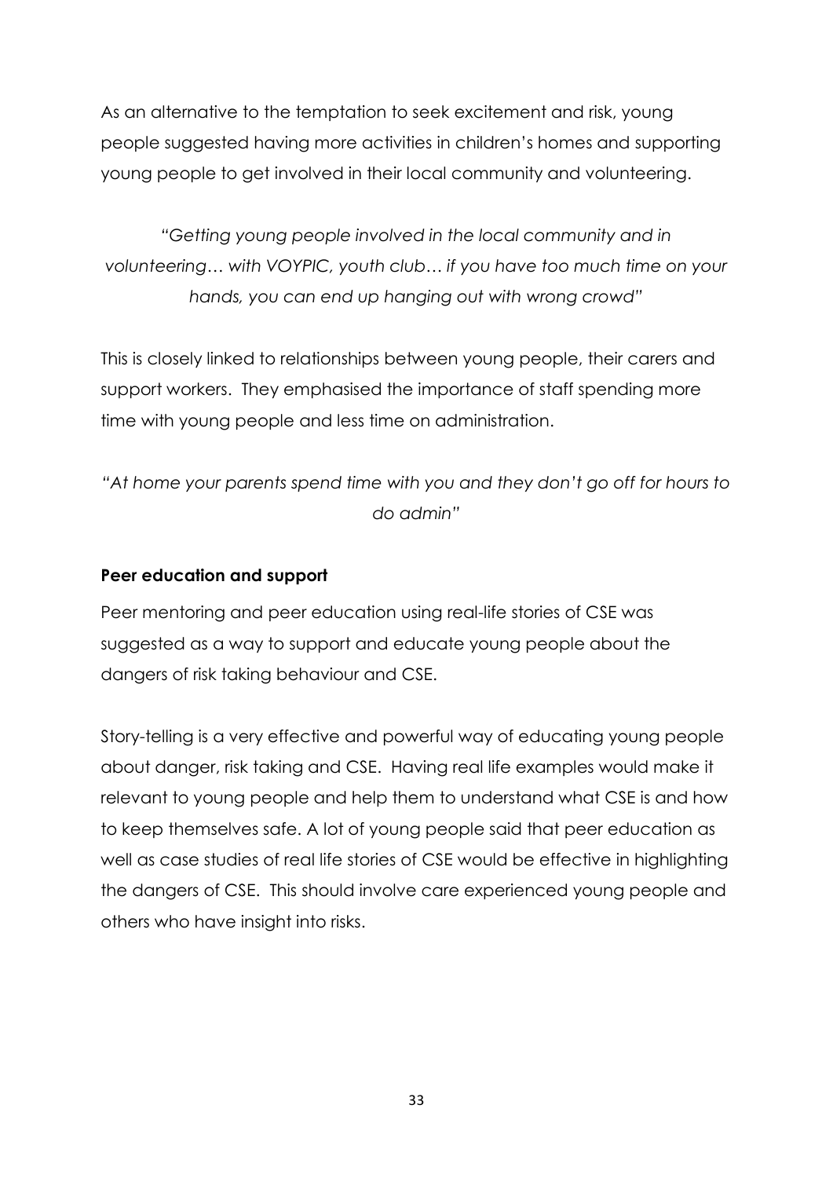As an alternative to the temptation to seek excitement and risk, young people suggested having more activities in children's homes and supporting young people to get involved in their local community and volunteering.

*"Getting young people involved in the local community and in volunteering… with VOYPIC, youth club… if you have too much time on your hands, you can end up hanging out with wrong crowd"*

This is closely linked to relationships between young people, their carers and support workers. They emphasised the importance of staff spending more time with young people and less time on administration.

*"At home your parents spend time with you and they don't go off for hours to do admin"*

**Peer education and support**

Peer mentoring and peer education using real-life stories of CSE was suggested as a way to support and educate young people about the dangers of risk taking behaviour and CSE.

Story-telling is a very effective and powerful way of educating young people about danger, risk taking and CSE. Having real life examples would make it relevant to young people and help them to understand what CSE is and how to keep themselves safe. A lot of young people said that peer education as well as case studies of real life stories of CSE would be effective in highlighting the dangers of CSE. This should involve care experienced young people and others who have insight into risks.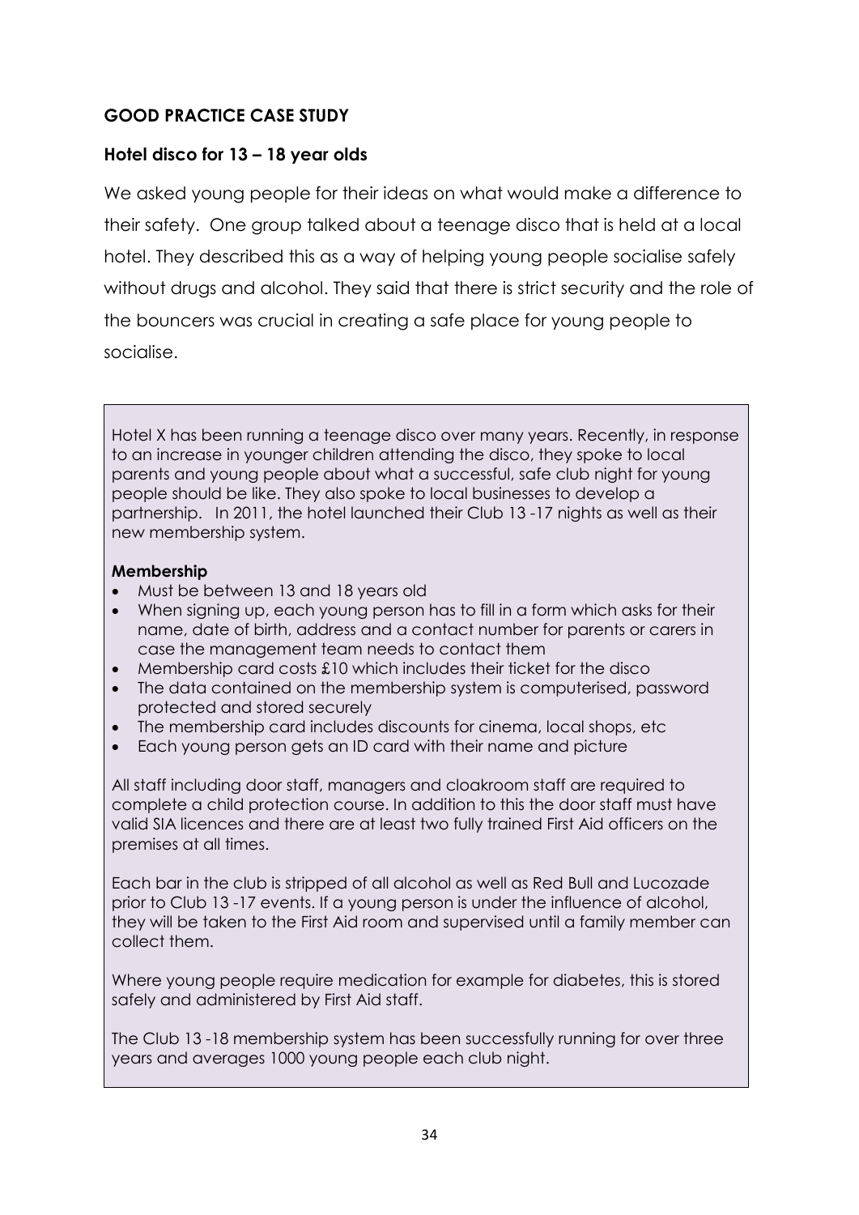## GOOD PRACTICE CASE STUDY

### Hotel disco for 13 – 18 year olds

We asked young people for their ideas on what would make a difference to their safety. One group talked about a teenage disco that is held at a local hotel. They described this as a way of helping young people socialise safely without drugs and alcohol. They said that there is strict security and the role of the bouncers was crucial in creating a safe place for young people to socialise.

Hotel X has been running a teenage disco over many years. Recently, in response to an increase in younger children attending the disco, they spoke to local parents and young people about what a successful, safe club night for young people should be like. They also spoke to local businesses to develop a partnership. In 2011, the hotel launched their Club 13 -17 nights as well as their new membership system.

**Membership**

- Must be between 13 and 18 years old
- When signing up, each young person has to fill in a form which asks for their name, date of birth, address and a contact number for parents or carers in case the management team needs to contact them
- Membership card costs £10 which includes their ticket for the disco
- The data contained on the membership system is computerised, password protected and stored securely
- The membership card includes discounts for cinema, local shops, etc
- Each young person gets an ID card with their name and picture

All staff including door staff, managers and cloakroom staff are required to complete a child protection course. In addition to this the door staff must have valid SIA licences and there are at least two fully trained First Aid officers on the premises at all times.

Each bar in the club is stripped of all alcohol as well as Red Bull and Lucozade prior to Club 13 -17 events. If a young person is under the influence of alcohol, they will be taken to the First Aid room and supervised until a family member can collect them.

Where young people require medication for example for diabetes, this is stored safely and administered by First Aid staff.

The Club 13 -18 membership system has been successfully running for over three years and averages 1000 young people each club night.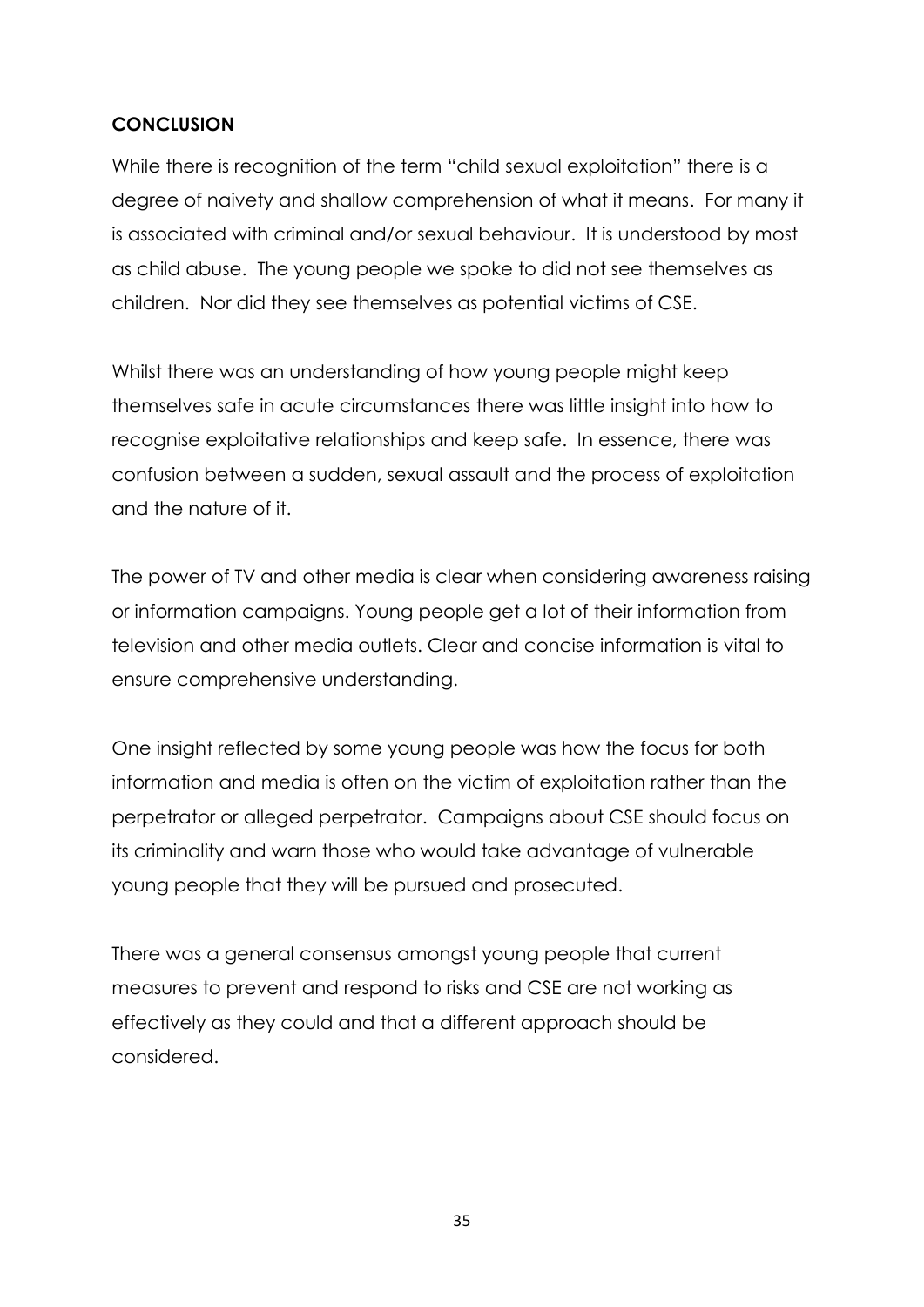## CONCLUSION

While there is recognition of the term "child sexual exploitation" there is a degree of naivety and shallow comprehension of what it means. For many it is associated with criminal and/or sexual behaviour. It is understood by most as child abuse. The young people we spoke to did not see themselves as children. Nor did they see themselves as potential victims of CSE.

Whilst there was an understanding of how young people might keep themselves safe in acute circumstances there was little insight into how to recognise exploitative relationships and keep safe. In essence, there was confusion between a sudden, sexual assault and the process of exploitation and the nature of it.

The power of TV and other media is clear when considering awareness raising or information campaigns. Young people get a lot of their information from television and other media outlets. Clear and concise information is vital to ensure comprehensive understanding.

One insight reflected by some young people was how the focus for both information and media is often on the victim of exploitation rather than the perpetrator or alleged perpetrator. Campaigns about CSE should focus on its criminality and warn those who would take advantage of vulnerable young people that they will be pursued and prosecuted.

There was a general consensus amongst young people that current measures to prevent and respond to risks and CSE are not working as effectively as they could and that a different approach should be considered.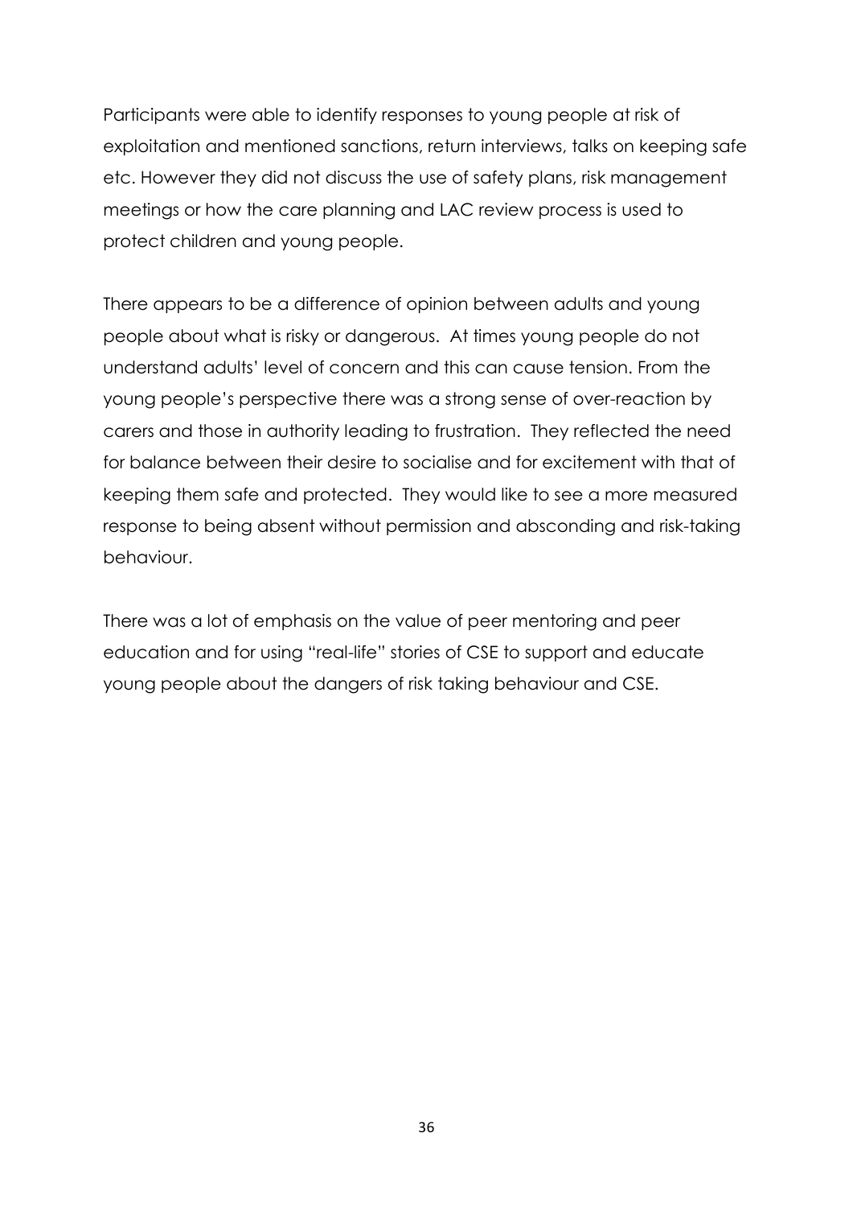Participants were able to identify responses to young people at risk of exploitation and mentioned sanctions, return interviews, talks on keeping safe etc. However they did not discuss the use of safety plans, risk management meetings or how the care planning and LAC review process is used to protect children and young people.

There appears to be a difference of opinion between adults and young people about what is risky or dangerous. At times young people do not understand adults' level of concern and this can cause tension. From the young people's perspective there was a strong sense of over-reaction by carers and those in authority leading to frustration. They reflected the need for balance between their desire to socialise and for excitement with that of keeping them safe and protected. They would like to see a more measured response to being absent without permission and absconding and risk-taking behaviour.

There was a lot of emphasis on the value of peer mentoring and peer education and for using "real-life" stories of CSE to support and educate young people about the dangers of risk taking behaviour and CSE.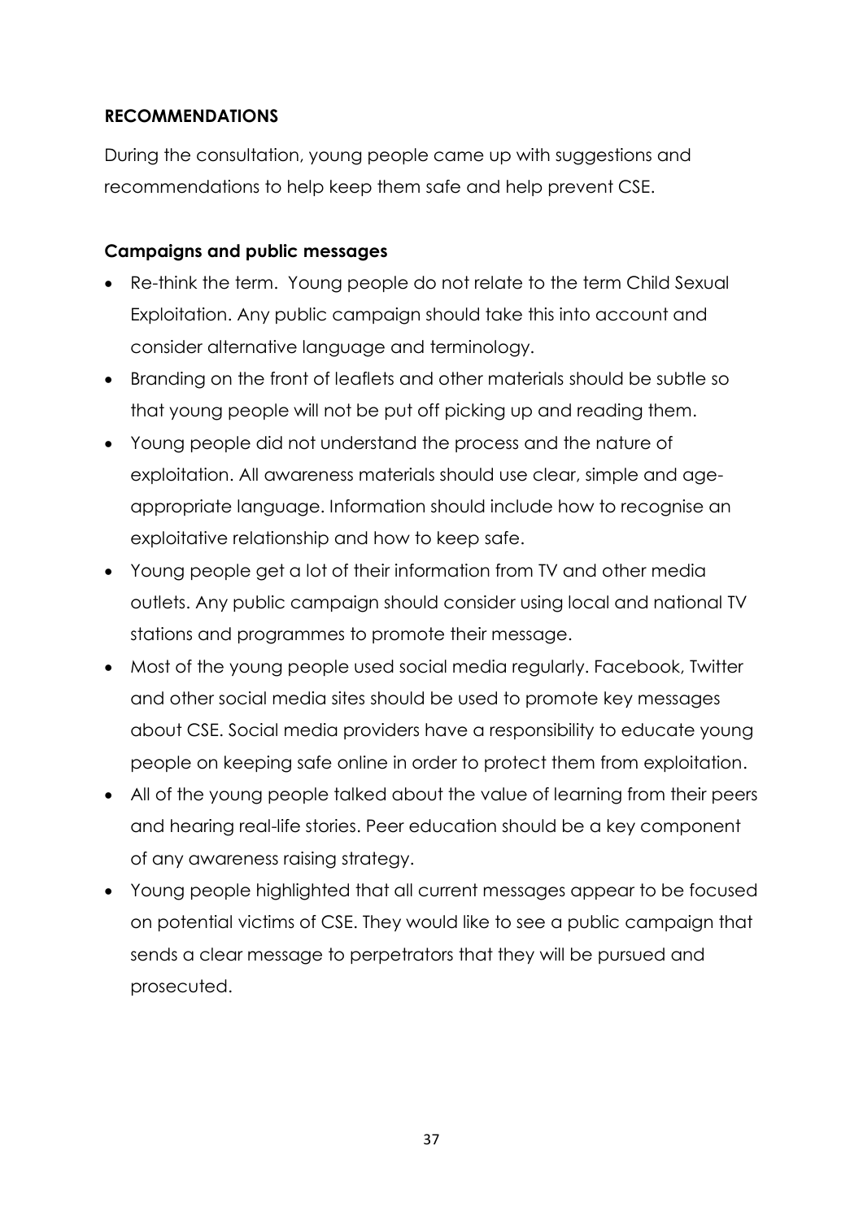## RECOMMENDATIONS

During the consultation, young people came up with suggestions and recommendations to help keep them safe and help prevent CSE.

### Campaigns and public messages

- Re-think the term. Young people do not relate to the term Child Sexual Exploitation. Any public campaign should take this into account and consider alternative language and terminology.
- Branding on the front of leaflets and other materials should be subtle so that young people will not be put off picking up and reading them.
- Young people did not understand the process and the nature of exploitation. All awareness materials should use clear, simple and age-appropriate language. Information should include how to recognise an exploitative relationship and how to keep safe.
- Young people get a lot of their information from TV and other media outlets. Any public campaign should consider using local and national TV stations and programmes to promote their message.
- Most of the young people used social media regularly. Facebook, Twitter and other social media sites should be used to promote key messages about CSE. Social media providers have a responsibility to educate young people on keeping safe online in order to protect them from exploitation.
- All of the young people talked about the value of learning from their peers and hearing real-life stories. Peer education should be a key component of any awareness raising strategy.
- Young people highlighted that all current messages appear to be focused on potential victims of CSE. They would like to see a public campaign that sends a clear message to perpetrators that they will be pursued and prosecuted.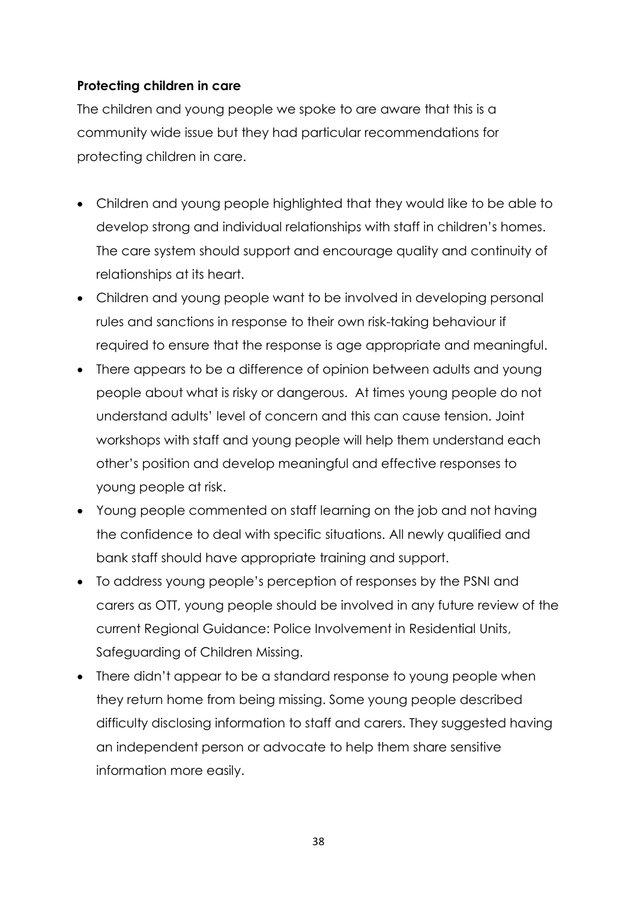**Protecting children in care**

The children and young people we spoke to are aware that this is a community wide issue but they had particular recommendations for protecting children in care.

- Children and young people highlighted that they would like to be able to develop strong and individual relationships with staff in children's homes. The care system should support and encourage quality and continuity of relationships at its heart.
- Children and young people want to be involved in developing personal rules and sanctions in response to their own risk-taking behaviour if required to ensure that the response is age appropriate and meaningful.
- There appears to be a difference of opinion between adults and young people about what is risky or dangerous. At times young people do not understand adults' level of concern and this can cause tension. Joint workshops with staff and young people will help them understand each other's position and develop meaningful and effective responses to young people at risk.
- Young people commented on staff learning on the job and not having the confidence to deal with specific situations. All newly qualified and bank staff should have appropriate training and support.
- To address young people's perception of responses by the PSNI and carers as OTT, young people should be involved in any future review of the current Regional Guidance: Police Involvement in Residential Units, Safeguarding of Children Missing.
- There didn't appear to be a standard response to young people when they return home from being missing. Some young people described difficulty disclosing information to staff and carers. They suggested having an independent person or advocate to help them share sensitive information more easily.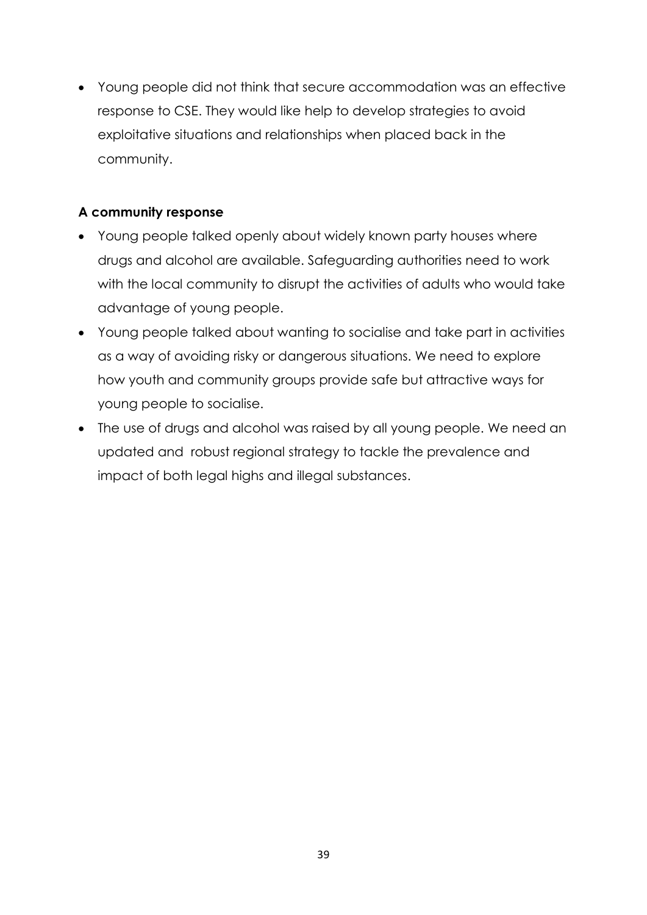- Young people did not think that secure accommodation was an effective response to CSE. They would like help to develop strategies to avoid exploitative situations and relationships when placed back in the community.

**A community response**

- Young people talked openly about widely known party houses where drugs and alcohol are available. Safeguarding authorities need to work with the local community to disrupt the activities of adults who would take advantage of young people.
- Young people talked about wanting to socialise and take part in activities as a way of avoiding risky or dangerous situations. We need to explore how youth and community groups provide safe but attractive ways for young people to socialise.
- The use of drugs and alcohol was raised by all young people. We need an updated and robust regional strategy to tackle the prevalence and impact of both legal highs and illegal substances.